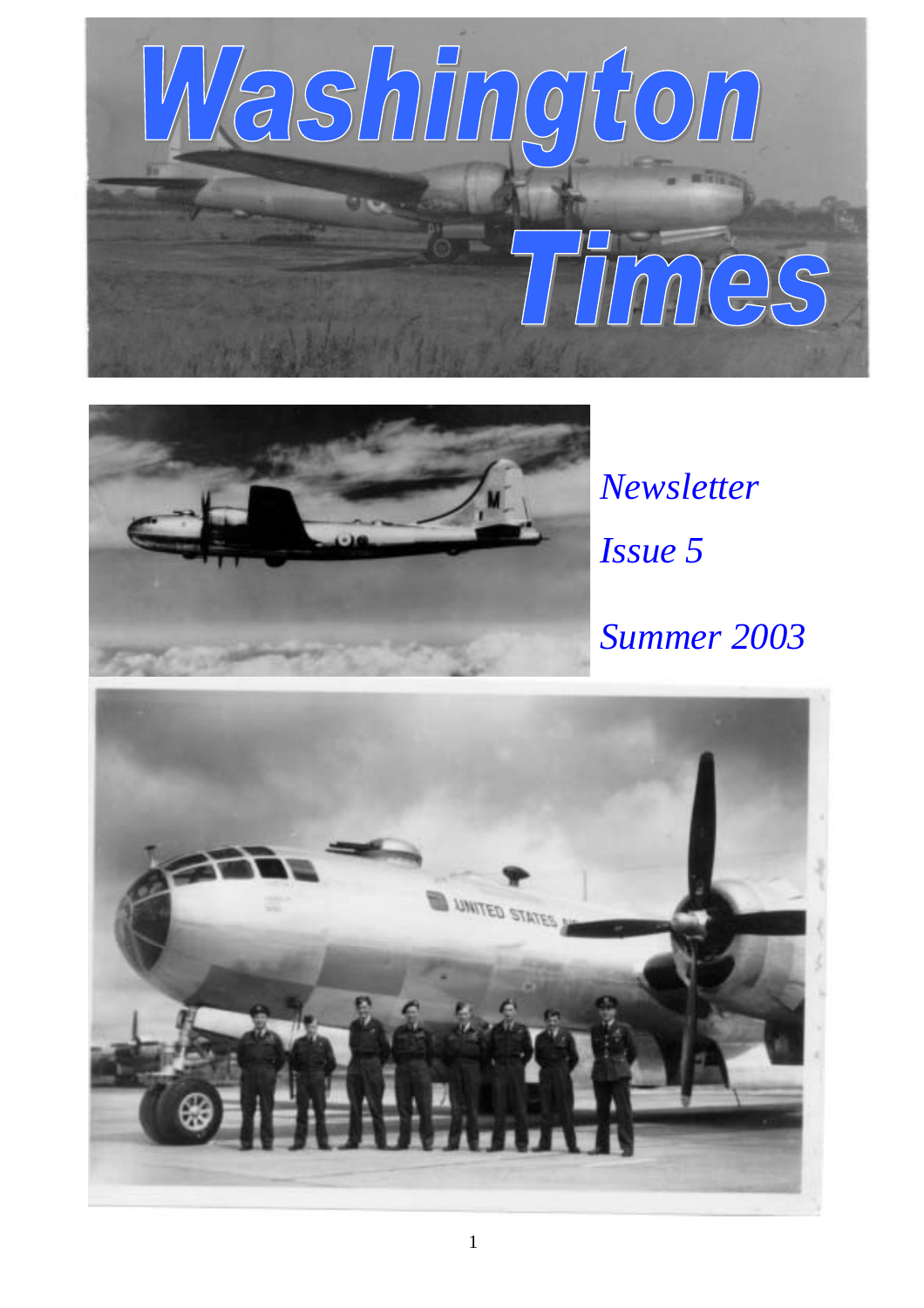# Washington Times

*Newsletter*

*Issue 5*

*Summer 2003*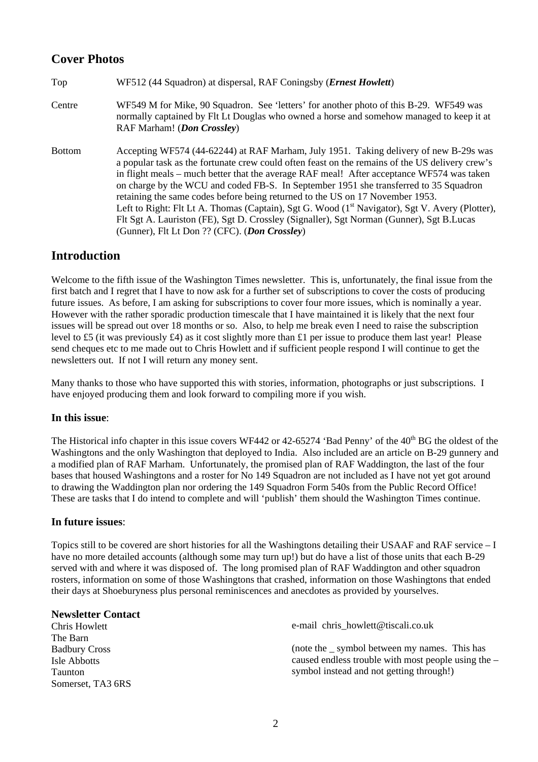## Cover Photos

Top WF512 (44 Squadron) at dispersal, RAF Coningsby (***Ernest Howlett***)

Centre WF549 M for Mike, 90 Squadron. See 'letters' for another photo of this B-29. WF549 was normally captained by Flt Lt Douglas who owned a horse and somehow managed to keep it at RAF Marham! (***Don Crossley***)

Bottom Accepting WF574 (44-62244) at RAF Marham, July 1951. Taking delivery of new B-29s was a popular task as the fortunate crew could often feast on the remains of the US delivery crew's in flight meals – much better that the average RAF meal! After acceptance WF574 was taken on charge by the WCU and coded FB-S. In September 1951 she transferred to 35 Squadron retaining the same codes before being returned to the US on 17 November 1953. Left to Right: Flt Lt A. Thomas (Captain), Sgt G. Wood (1st Navigator), Sgt V. Avery (Plotter), Flt Sgt A. Lauriston (FE), Sgt D. Crossley (Signaller), Sgt Norman (Gunner), Sgt B.Lucas (Gunner), Flt Lt Don ?? (CFC). (***Don Crossley***)

## Introduction

Welcome to the fifth issue of the Washington Times newsletter. This is, unfortunately, the final issue from the first batch and I regret that I have to now ask for a further set of subscriptions to cover the costs of producing future issues. As before, I am asking for subscriptions to cover four more issues, which is nominally a year. However with the rather sporadic production timescale that I have maintained it is likely that the next four issues will be spread out over 18 months or so. Also, to help me break even I need to raise the subscription level to £5 (it was previously £4) as it cost slightly more than £1 per issue to produce them last year! Please send cheques etc to me made out to Chris Howlett and if sufficient people respond I will continue to get the newsletters out. If not I will return any money sent.

Many thanks to those who have supported this with stories, information, photographs or just subscriptions. I have enjoyed producing them and look forward to compiling more if you wish.

### In this issue:

The Historical info chapter in this issue covers WF442 or 42-65274 'Bad Penny' of the 40th BG the oldest of the Washingtons and the only Washington that deployed to India. Also included are an article on B-29 gunnery and a modified plan of RAF Marham. Unfortunately, the promised plan of RAF Waddington, the last of the four bases that housed Washingtons and a roster for No 149 Squadron are not included as I have not yet got around to drawing the Waddington plan nor ordering the 149 Squadron Form 540s from the Public Record Office! These are tasks that I do intend to complete and will 'publish' them should the Washington Times continue.

### In future issues:

Topics still to be covered are short histories for all the Washingtons detailing their USAAF and RAF service – I have no more detailed accounts (although some may turn up!) but do have a list of those units that each B-29 served with and where it was disposed of. The long promised plan of RAF Waddington and other squadron rosters, information on some of those Washingtons that crashed, information on those Washingtons that ended their days at Shoeburyness plus personal reminiscences and anecdotes as provided by yourselves.

### Newsletter Contact

Chris Howlett
The Barn
Badbury Cross
Isle Abbotts
Taunton
Somerset, TA3 6RS

e-mail chris_howlett@tiscali.co.uk

(note the _ symbol between my names. This has caused endless trouble with most people using the – symbol instead and not getting through!)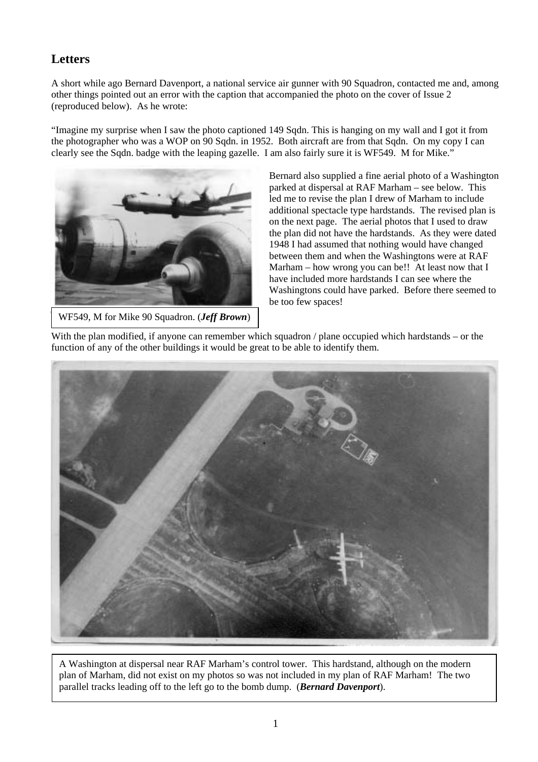## Letters

A short while ago Bernard Davenport, a national service air gunner with 90 Squadron, contacted me and, among other things pointed out an error with the caption that accompanied the photo on the cover of Issue 2 (reproduced below). As he wrote:

"Imagine my surprise when I saw the photo captioned 149 Sqdn. This is hanging on my wall and I got it from the photographer who was a WOP on 90 Sqdn. in 1952. Both aircraft are from that Sqdn. On my copy I can clearly see the Sqdn. badge with the leaping gazelle. I am also fairly sure it is WF549. M for Mike."

WF549, M for Mike 90 Squadron. (***Jeff Brown***)

Bernard also supplied a fine aerial photo of a Washington parked at dispersal at RAF Marham – see below. This led me to revise the plan I drew of Marham to include additional spectacle type hardstands. The revised plan is on the next page. The aerial photos that I used to draw the plan did not have the hardstands. As they were dated 1948 I had assumed that nothing would have changed between them and when the Washingtons were at RAF Marham – how wrong you can be!! At least now that I have included more hardstands I can see where the Washingtons could have parked. Before there seemed to be too few spaces!

With the plan modified, if anyone can remember which squadron / plane occupied which hardstands – or the function of any of the other buildings it would be great to be able to identify them.

A Washington at dispersal near RAF Marham's control tower. This hardstand, although on the modern plan of Marham, did not exist on my photos so was not included in my plan of RAF Marham! The two parallel tracks leading off to the left go to the bomb dump. (***Bernard Davenport***).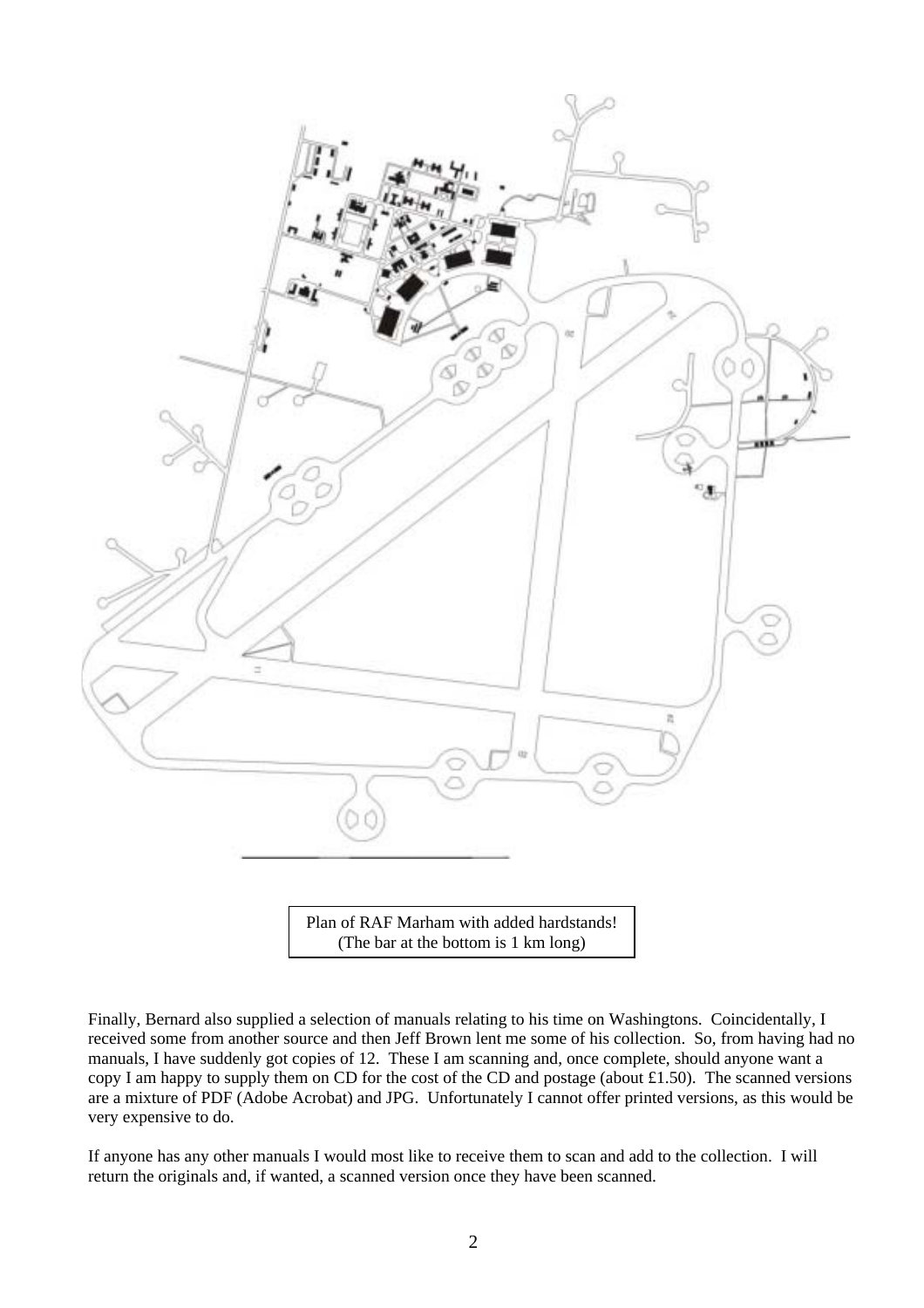Plan of RAF Marham with added hardstands!
(The bar at the bottom is 1 km long)

Finally, Bernard also supplied a selection of manuals relating to his time on Washingtons. Coincidentally, I received some from another source and then Jeff Brown lent me some of his collection. So, from having had no manuals, I have suddenly got copies of 12. These I am scanning and, once complete, should anyone want a copy I am happy to supply them on CD for the cost of the CD and postage (about £1.50). The scanned versions are a mixture of PDF (Adobe Acrobat) and JPG. Unfortunately I cannot offer printed versions, as this would be very expensive to do.

If anyone has any other manuals I would most like to receive them to scan and add to the collection. I will return the originals and, if wanted, a scanned version once they have been scanned.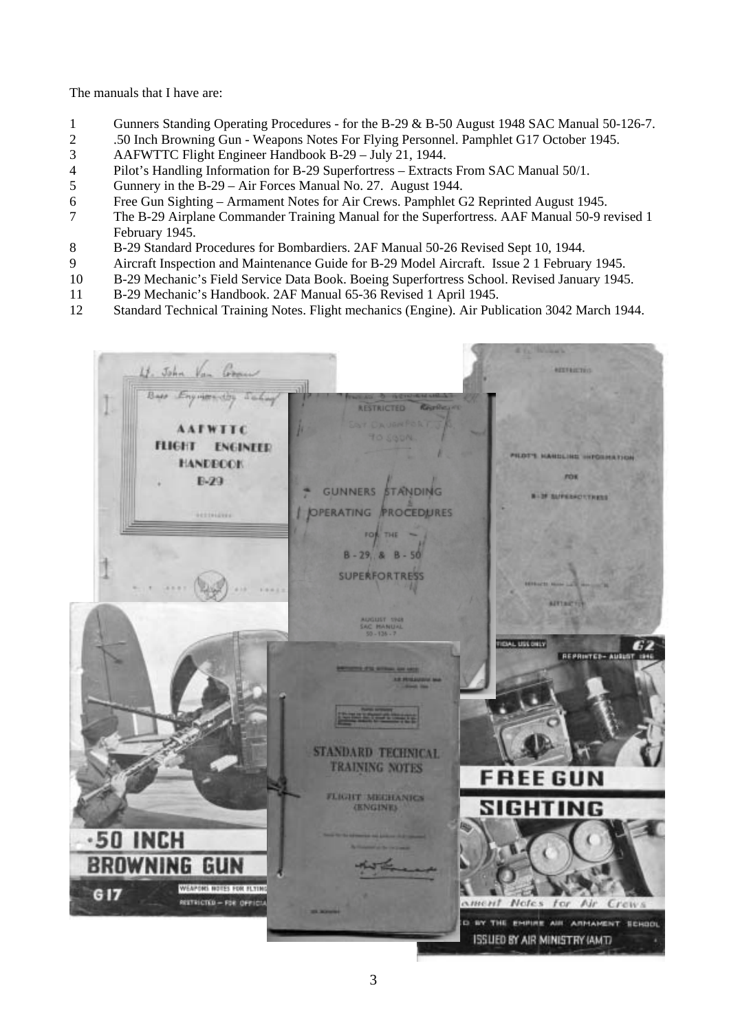The manuals that I have are:

1. Gunners Standing Operating Procedures - for the B-29 & B-50 August 1948 SAC Manual 50-126-7.
2. .50 Inch Browning Gun - Weapons Notes For Flying Personnel. Pamphlet G17 October 1945.
3. AAFWTTC Flight Engineer Handbook B-29 – July 21, 1944.
4. Pilot's Handling Information for B-29 Superfortress – Extracts From SAC Manual 50/1.
5. Gunnery in the B-29 – Air Forces Manual No. 27. August 1944.
6. Free Gun Sighting – Armament Notes for Air Crews. Pamphlet G2 Reprinted August 1945.
7. The B-29 Airplane Commander Training Manual for the Superfortress. AAF Manual 50-9 revised 1 February 1945.
8. B-29 Standard Procedures for Bombardiers. 2AF Manual 50-26 Revised Sept 10, 1944.
9. Aircraft Inspection and Maintenance Guide for B-29 Model Aircraft. Issue 2 1 February 1945.
10. B-29 Mechanic's Field Service Data Book. Boeing Superfortress School. Revised January 1945.
11. B-29 Mechanic's Handbook. 2AF Manual 65-36 Revised 1 April 1945.
12. Standard Technical Training Notes. Flight mechanics (Engine). Air Publication 3042 March 1944.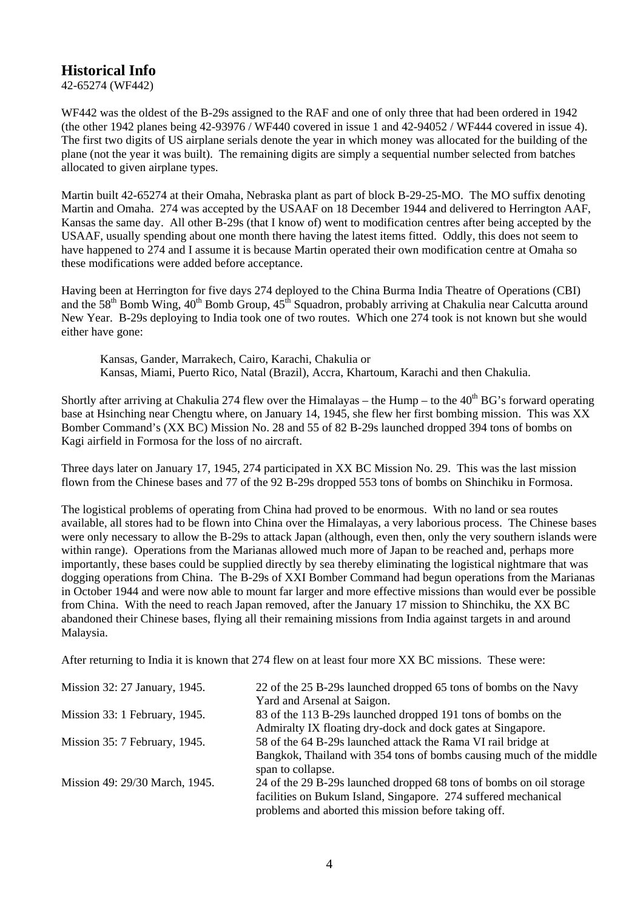## Historical Info

42-65274 (WF442)

WF442 was the oldest of the B-29s assigned to the RAF and one of only three that had been ordered in 1942 (the other 1942 planes being 42-93976 / WF440 covered in issue 1 and 42-94052 / WF444 covered in issue 4). The first two digits of US airplane serials denote the year in which money was allocated for the building of the plane (not the year it was built). The remaining digits are simply a sequential number selected from batches allocated to given airplane types.

Martin built 42-65274 at their Omaha, Nebraska plant as part of block B-29-25-MO. The MO suffix denoting Martin and Omaha. 274 was accepted by the USAAF on 18 December 1944 and delivered to Herrington AAF, Kansas the same day. All other B-29s (that I know of) went to modification centres after being accepted by the USAAF, usually spending about one month there having the latest items fitted. Oddly, this does not seem to have happened to 274 and I assume it is because Martin operated their own modification centre at Omaha so these modifications were added before acceptance.

Having been at Herrington for five days 274 deployed to the China Burma India Theatre of Operations (CBI) and the 58th Bomb Wing, 40th Bomb Group, 45th Squadron, probably arriving at Chakulia near Calcutta around New Year. B-29s deploying to India took one of two routes. Which one 274 took is not known but she would either have gone:

> Kansas, Gander, Marrakech, Cairo, Karachi, Chakulia or
> Kansas, Miami, Puerto Rico, Natal (Brazil), Accra, Khartoum, Karachi and then Chakulia.

Shortly after arriving at Chakulia 274 flew over the Himalayas – the Hump – to the 40th BG's forward operating base at Hsinching near Chengtu where, on January 14, 1945, she flew her first bombing mission. This was XX Bomber Command's (XX BC) Mission No. 28 and 55 of 82 B-29s launched dropped 394 tons of bombs on Kagi airfield in Formosa for the loss of no aircraft.

Three days later on January 17, 1945, 274 participated in XX BC Mission No. 29. This was the last mission flown from the Chinese bases and 77 of the 92 B-29s dropped 553 tons of bombs on Shinchiku in Formosa.

The logistical problems of operating from China had proved to be enormous. With no land or sea routes available, all stores had to be flown into China over the Himalayas, a very laborious process. The Chinese bases were only necessary to allow the B-29s to attack Japan (although, even then, only the very southern islands were within range). Operations from the Marianas allowed much more of Japan to be reached and, perhaps more importantly, these bases could be supplied directly by sea thereby eliminating the logistical nightmare that was dogging operations from China. The B-29s of XXI Bomber Command had begun operations from the Marianas in October 1944 and were now able to mount far larger and more effective missions than would ever be possible from China. With the need to reach Japan removed, after the January 17 mission to Shinchiku, the XX BC abandoned their Chinese bases, flying all their remaining missions from India against targets in and around Malaysia.

After returning to India it is known that 274 flew on at least four more XX BC missions. These were:

| | |
|---|---|
| Mission 32: 27 January, 1945. | 22 of the 25 B-29s launched dropped 65 tons of bombs on the Navy Yard and Arsenal at Saigon. |
| Mission 33: 1 February, 1945. | 83 of the 113 B-29s launched dropped 191 tons of bombs on the Admiralty IX floating dry-dock and dock gates at Singapore. |
| Mission 35: 7 February, 1945. | 58 of the 64 B-29s launched attack the Rama VI rail bridge at Bangkok, Thailand with 354 tons of bombs causing much of the middle span to collapse. |
| Mission 49: 29/30 March, 1945. | 24 of the 29 B-29s launched dropped 68 tons of bombs on oil storage facilities on Bukum Island, Singapore. 274 suffered mechanical problems and aborted this mission before taking off. |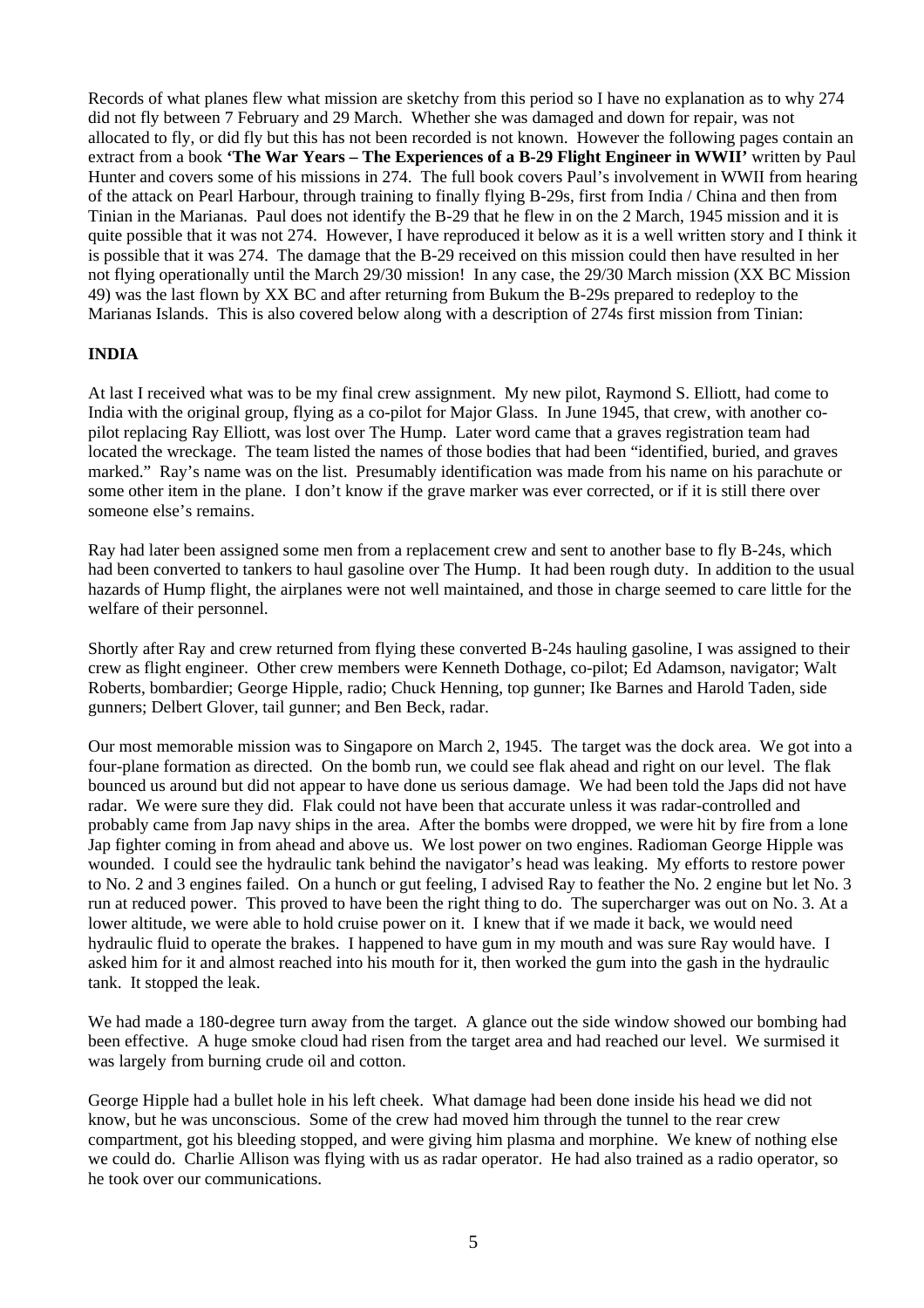Records of what planes flew what mission are sketchy from this period so I have no explanation as to why 274 did not fly between 7 February and 29 March. Whether she was damaged and down for repair, was not allocated to fly, or did fly but this has not been recorded is not known. However the following pages contain an extract from a book **'The War Years – The Experiences of a B-29 Flight Engineer in WWII'** written by Paul Hunter and covers some of his missions in 274. The full book covers Paul's involvement in WWII from hearing of the attack on Pearl Harbour, through training to finally flying B-29s, first from India / China and then from Tinian in the Marianas. Paul does not identify the B-29 that he flew in on the 2 March, 1945 mission and it is quite possible that it was not 274. However, I have reproduced it below as it is a well written story and I think it is possible that it was 274. The damage that the B-29 received on this mission could then have resulted in her not flying operationally until the March 29/30 mission! In any case, the 29/30 March mission (XX BC Mission 49) was the last flown by XX BC and after returning from Bukum the B-29s prepared to redeploy to the Marianas Islands. This is also covered below along with a description of 274s first mission from Tinian:

## INDIA

At last I received what was to be my final crew assignment. My new pilot, Raymond S. Elliott, had come to India with the original group, flying as a co-pilot for Major Glass. In June 1945, that crew, with another co-pilot replacing Ray Elliott, was lost over The Hump. Later word came that a graves registration team had located the wreckage. The team listed the names of those bodies that had been "identified, buried, and graves marked." Ray's name was on the list. Presumably identification was made from his name on his parachute or some other item in the plane. I don't know if the grave marker was ever corrected, or if it is still there over someone else's remains.

Ray had later been assigned some men from a replacement crew and sent to another base to fly B-24s, which had been converted to tankers to haul gasoline over The Hump. It had been rough duty. In addition to the usual hazards of Hump flight, the airplanes were not well maintained, and those in charge seemed to care little for the welfare of their personnel.

Shortly after Ray and crew returned from flying these converted B-24s hauling gasoline, I was assigned to their crew as flight engineer. Other crew members were Kenneth Dothage, co-pilot; Ed Adamson, navigator; Walt Roberts, bombardier; George Hipple, radio; Chuck Henning, top gunner; Ike Barnes and Harold Taden, side gunners; Delbert Glover, tail gunner; and Ben Beck, radar.

Our most memorable mission was to Singapore on March 2, 1945. The target was the dock area. We got into a four-plane formation as directed. On the bomb run, we could see flak ahead and right on our level. The flak bounced us around but did not appear to have done us serious damage. We had been told the Japs did not have radar. We were sure they did. Flak could not have been that accurate unless it was radar-controlled and probably came from Jap navy ships in the area. After the bombs were dropped, we were hit by fire from a lone Jap fighter coming in from ahead and above us. We lost power on two engines. Radioman George Hipple was wounded. I could see the hydraulic tank behind the navigator's head was leaking. My efforts to restore power to No. 2 and 3 engines failed. On a hunch or gut feeling, I advised Ray to feather the No. 2 engine but let No. 3 run at reduced power. This proved to have been the right thing to do. The supercharger was out on No. 3. At a lower altitude, we were able to hold cruise power on it. I knew that if we made it back, we would need hydraulic fluid to operate the brakes. I happened to have gum in my mouth and was sure Ray would have. I asked him for it and almost reached into his mouth for it, then worked the gum into the gash in the hydraulic tank. It stopped the leak.

We had made a 180-degree turn away from the target. A glance out the side window showed our bombing had been effective. A huge smoke cloud had risen from the target area and had reached our level. We surmised it was largely from burning crude oil and cotton.

George Hipple had a bullet hole in his left cheek. What damage had been done inside his head we did not know, but he was unconscious. Some of the crew had moved him through the tunnel to the rear crew compartment, got his bleeding stopped, and were giving him plasma and morphine. We knew of nothing else we could do. Charlie Allison was flying with us as radar operator. He had also trained as a radio operator, so he took over our communications.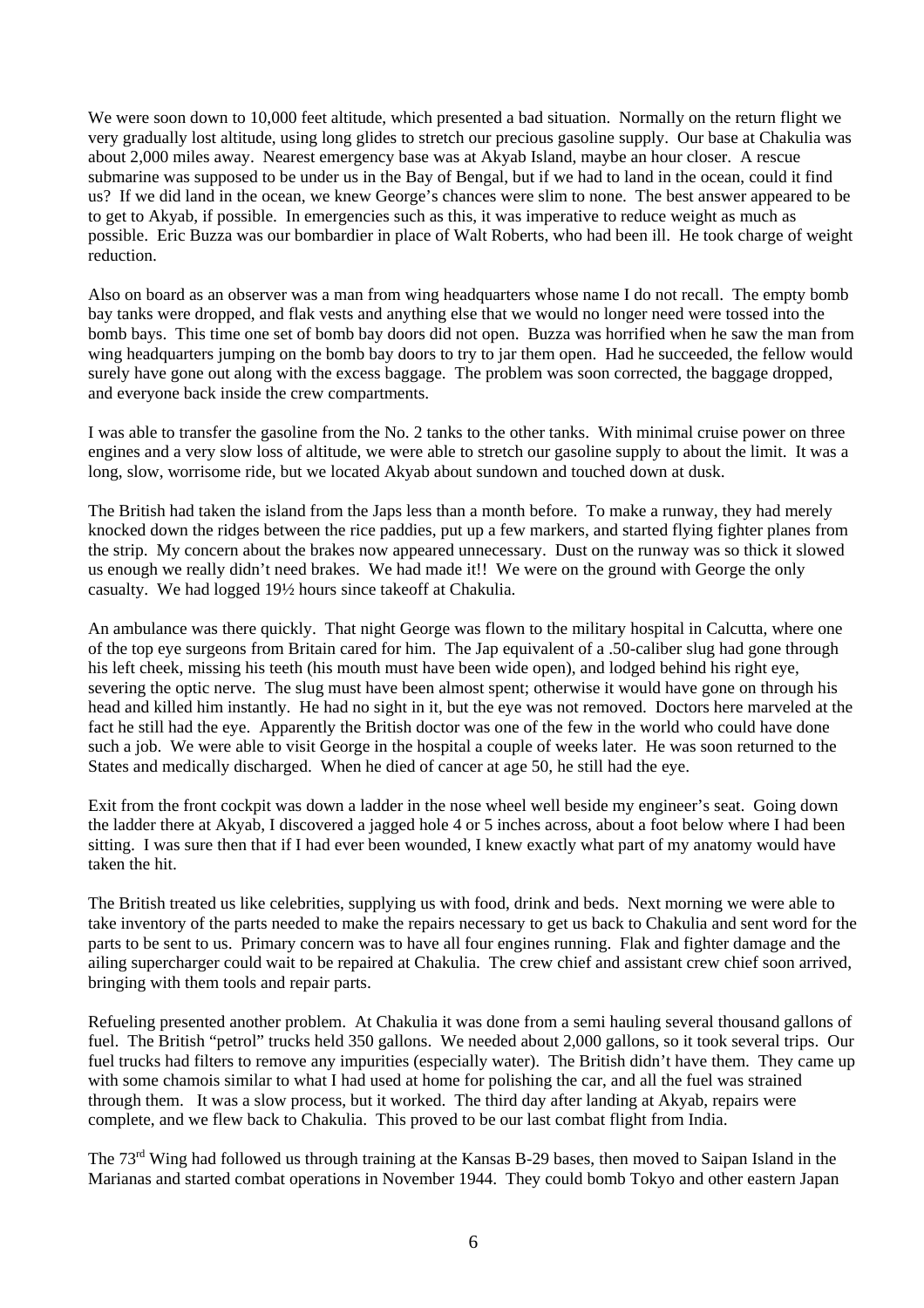We were soon down to 10,000 feet altitude, which presented a bad situation. Normally on the return flight we very gradually lost altitude, using long glides to stretch our precious gasoline supply. Our base at Chakulia was about 2,000 miles away. Nearest emergency base was at Akyab Island, maybe an hour closer. A rescue submarine was supposed to be under us in the Bay of Bengal, but if we had to land in the ocean, could it find us? If we did land in the ocean, we knew George's chances were slim to none. The best answer appeared to be to get to Akyab, if possible. In emergencies such as this, it was imperative to reduce weight as much as possible. Eric Buzza was our bombardier in place of Walt Roberts, who had been ill. He took charge of weight reduction.

Also on board as an observer was a man from wing headquarters whose name I do not recall. The empty bomb bay tanks were dropped, and flak vests and anything else that we would no longer need were tossed into the bomb bays. This time one set of bomb bay doors did not open. Buzza was horrified when he saw the man from wing headquarters jumping on the bomb bay doors to try to jar them open. Had he succeeded, the fellow would surely have gone out along with the excess baggage. The problem was soon corrected, the baggage dropped, and everyone back inside the crew compartments.

I was able to transfer the gasoline from the No. 2 tanks to the other tanks. With minimal cruise power on three engines and a very slow loss of altitude, we were able to stretch our gasoline supply to about the limit. It was a long, slow, worrisome ride, but we located Akyab about sundown and touched down at dusk.

The British had taken the island from the Japs less than a month before. To make a runway, they had merely knocked down the ridges between the rice paddies, put up a few markers, and started flying fighter planes from the strip. My concern about the brakes now appeared unnecessary. Dust on the runway was so thick it slowed us enough we really didn't need brakes. We had made it!! We were on the ground with George the only casualty. We had logged 19½ hours since takeoff at Chakulia.

An ambulance was there quickly. That night George was flown to the military hospital in Calcutta, where one of the top eye surgeons from Britain cared for him. The Jap equivalent of a .50-caliber slug had gone through his left cheek, missing his teeth (his mouth must have been wide open), and lodged behind his right eye, severing the optic nerve. The slug must have been almost spent; otherwise it would have gone on through his head and killed him instantly. He had no sight in it, but the eye was not removed. Doctors here marveled at the fact he still had the eye. Apparently the British doctor was one of the few in the world who could have done such a job. We were able to visit George in the hospital a couple of weeks later. He was soon returned to the States and medically discharged. When he died of cancer at age 50, he still had the eye.

Exit from the front cockpit was down a ladder in the nose wheel well beside my engineer's seat. Going down the ladder there at Akyab, I discovered a jagged hole 4 or 5 inches across, about a foot below where I had been sitting. I was sure then that if I had ever been wounded, I knew exactly what part of my anatomy would have taken the hit.

The British treated us like celebrities, supplying us with food, drink and beds. Next morning we were able to take inventory of the parts needed to make the repairs necessary to get us back to Chakulia and sent word for the parts to be sent to us. Primary concern was to have all four engines running. Flak and fighter damage and the ailing supercharger could wait to be repaired at Chakulia. The crew chief and assistant crew chief soon arrived, bringing with them tools and repair parts.

Refueling presented another problem. At Chakulia it was done from a semi hauling several thousand gallons of fuel. The British "petrol" trucks held 350 gallons. We needed about 2,000 gallons, so it took several trips. Our fuel trucks had filters to remove any impurities (especially water). The British didn't have them. They came up with some chamois similar to what I had used at home for polishing the car, and all the fuel was strained through them. It was a slow process, but it worked. The third day after landing at Akyab, repairs were complete, and we flew back to Chakulia. This proved to be our last combat flight from India.

The 73rd Wing had followed us through training at the Kansas B-29 bases, then moved to Saipan Island in the Marianas and started combat operations in November 1944. They could bomb Tokyo and other eastern Japan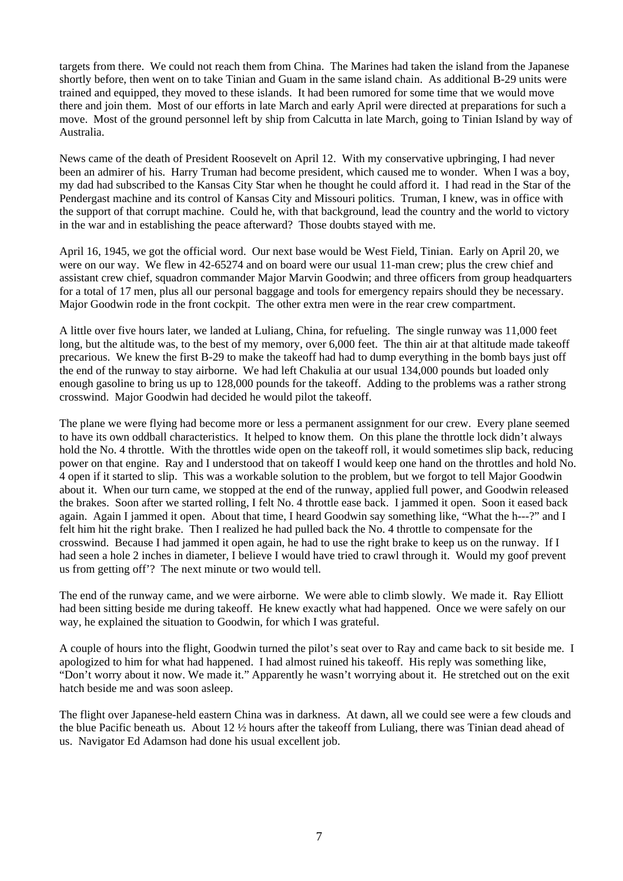targets from there. We could not reach them from China. The Marines had taken the island from the Japanese shortly before, then went on to take Tinian and Guam in the same island chain. As additional B-29 units were trained and equipped, they moved to these islands. It had been rumored for some time that we would move there and join them. Most of our efforts in late March and early April were directed at preparations for such a move. Most of the ground personnel left by ship from Calcutta in late March, going to Tinian Island by way of Australia.

News came of the death of President Roosevelt on April 12. With my conservative upbringing, I had never been an admirer of his. Harry Truman had become president, which caused me to wonder. When I was a boy, my dad had subscribed to the Kansas City Star when he thought he could afford it. I had read in the Star of the Pendergast machine and its control of Kansas City and Missouri politics. Truman, I knew, was in office with the support of that corrupt machine. Could he, with that background, lead the country and the world to victory in the war and in establishing the peace afterward? Those doubts stayed with me.

April 16, 1945, we got the official word. Our next base would be West Field, Tinian. Early on April 20, we were on our way. We flew in 42-65274 and on board were our usual 11-man crew; plus the crew chief and assistant crew chief, squadron commander Major Marvin Goodwin; and three officers from group headquarters for a total of 17 men, plus all our personal baggage and tools for emergency repairs should they be necessary. Major Goodwin rode in the front cockpit. The other extra men were in the rear crew compartment.

A little over five hours later, we landed at Luliang, China, for refueling. The single runway was 11,000 feet long, but the altitude was, to the best of my memory, over 6,000 feet. The thin air at that altitude made takeoff precarious. We knew the first B-29 to make the takeoff had had to dump everything in the bomb bays just off the end of the runway to stay airborne. We had left Chakulia at our usual 134,000 pounds but loaded only enough gasoline to bring us up to 128,000 pounds for the takeoff. Adding to the problems was a rather strong crosswind. Major Goodwin had decided he would pilot the takeoff.

The plane we were flying had become more or less a permanent assignment for our crew. Every plane seemed to have its own oddball characteristics. It helped to know them. On this plane the throttle lock didn't always hold the No. 4 throttle. With the throttles wide open on the takeoff roll, it would sometimes slip back, reducing power on that engine. Ray and I understood that on takeoff I would keep one hand on the throttles and hold No. 4 open if it started to slip. This was a workable solution to the problem, but we forgot to tell Major Goodwin about it. When our turn came, we stopped at the end of the runway, applied full power, and Goodwin released the brakes. Soon after we started rolling, I felt No. 4 throttle ease back. I jammed it open. Soon it eased back again. Again I jammed it open. About that time, I heard Goodwin say something like, "What the h---?" and I felt him hit the right brake. Then I realized he had pulled back the No. 4 throttle to compensate for the crosswind. Because I had jammed it open again, he had to use the right brake to keep us on the runway. If I had seen a hole 2 inches in diameter, I believe I would have tried to crawl through it. Would my goof prevent us from getting off'? The next minute or two would tell.

The end of the runway came, and we were airborne. We were able to climb slowly. We made it. Ray Elliott had been sitting beside me during takeoff. He knew exactly what had happened. Once we were safely on our way, he explained the situation to Goodwin, for which I was grateful.

A couple of hours into the flight, Goodwin turned the pilot's seat over to Ray and came back to sit beside me. I apologized to him for what had happened. I had almost ruined his takeoff. His reply was something like, "Don't worry about it now. We made it." Apparently he wasn't worrying about it. He stretched out on the exit hatch beside me and was soon asleep.

The flight over Japanese-held eastern China was in darkness. At dawn, all we could see were a few clouds and the blue Pacific beneath us. About 12 ½ hours after the takeoff from Luliang, there was Tinian dead ahead of us. Navigator Ed Adamson had done his usual excellent job.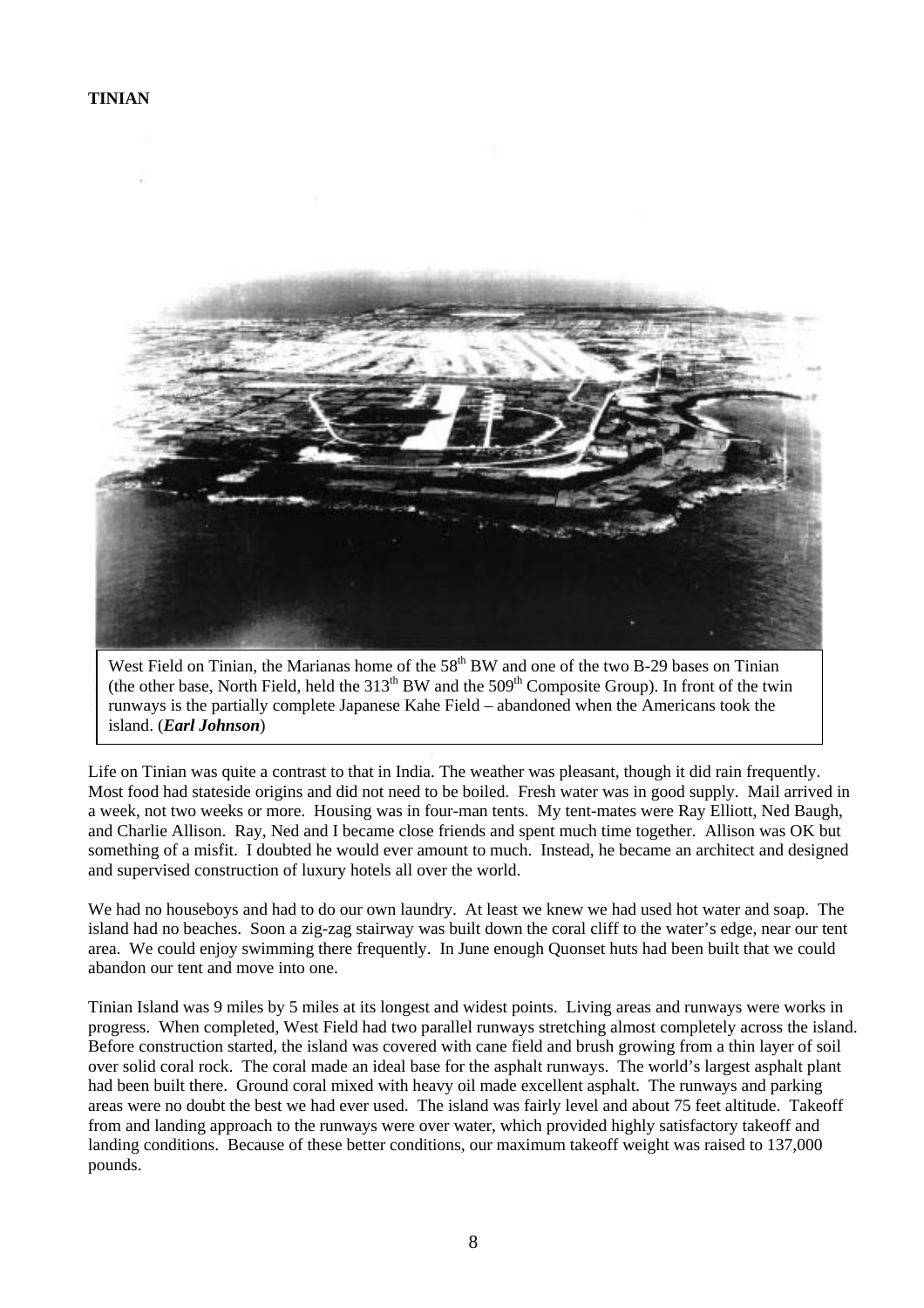**TINIAN**

West Field on Tinian, the Marianas home of the 58th BW and one of the two B-29 bases on Tinian (the other base, North Field, held the 313th BW and the 509th Composite Group). In front of the twin runways is the partially complete Japanese Kahe Field – abandoned when the Americans took the island. (***Earl Johnson***)

Life on Tinian was quite a contrast to that in India. The weather was pleasant, though it did rain frequently. Most food had stateside origins and did not need to be boiled. Fresh water was in good supply. Mail arrived in a week, not two weeks or more. Housing was in four-man tents. My tent-mates were Ray Elliott, Ned Baugh, and Charlie Allison. Ray, Ned and I became close friends and spent much time together. Allison was OK but something of a misfit. I doubted he would ever amount to much. Instead, he became an architect and designed and supervised construction of luxury hotels all over the world.

We had no houseboys and had to do our own laundry. At least we knew we had used hot water and soap. The island had no beaches. Soon a zig-zag stairway was built down the coral cliff to the water's edge, near our tent area. We could enjoy swimming there frequently. In June enough Quonset huts had been built that we could abandon our tent and move into one.

Tinian Island was 9 miles by 5 miles at its longest and widest points. Living areas and runways were works in progress. When completed, West Field had two parallel runways stretching almost completely across the island. Before construction started, the island was covered with cane field and brush growing from a thin layer of soil over solid coral rock. The coral made an ideal base for the asphalt runways. The world's largest asphalt plant had been built there. Ground coral mixed with heavy oil made excellent asphalt. The runways and parking areas were no doubt the best we had ever used. The island was fairly level and about 75 feet altitude. Takeoff from and landing approach to the runways were over water, which provided highly satisfactory takeoff and landing conditions. Because of these better conditions, our maximum takeoff weight was raised to 137,000 pounds.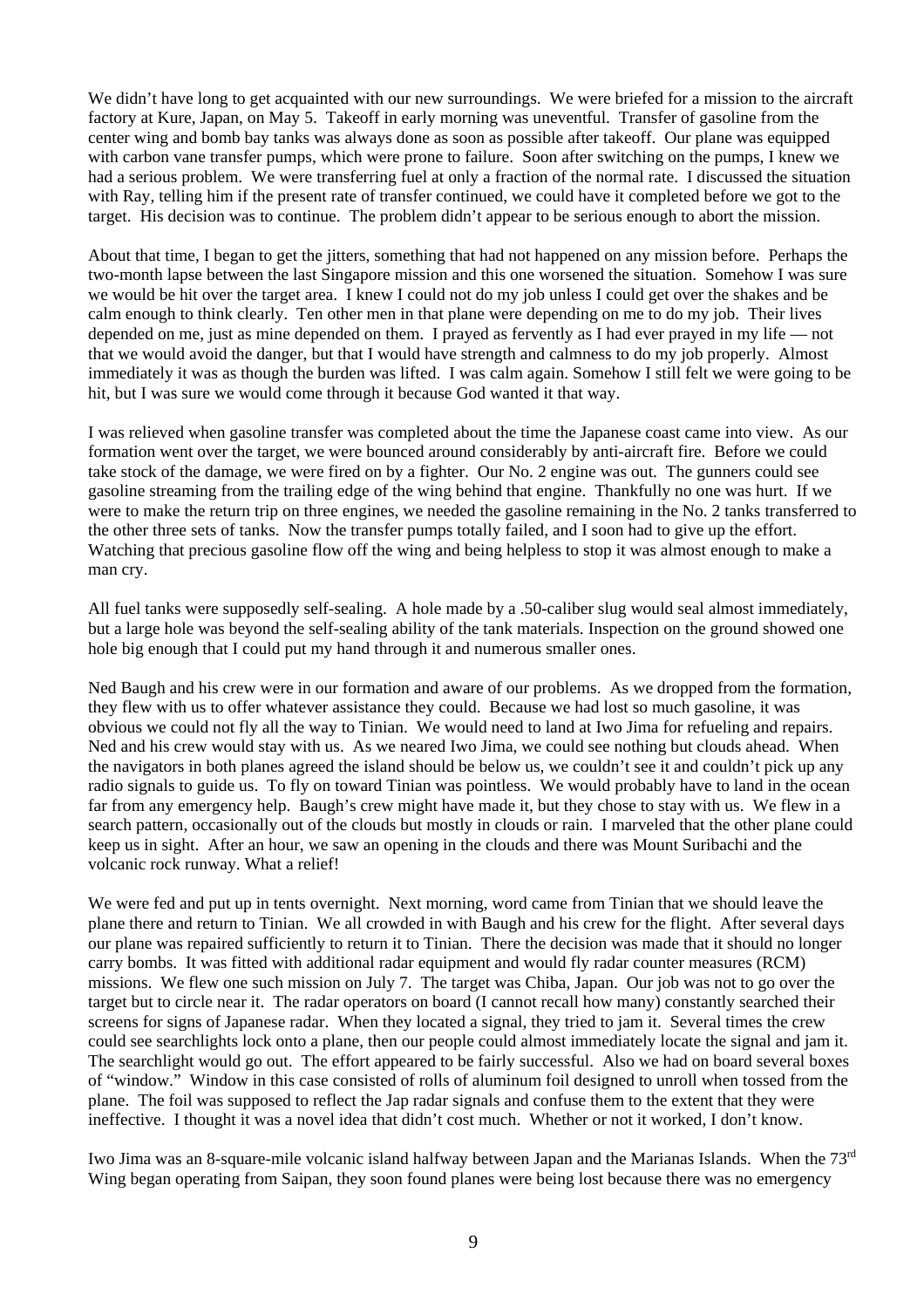We didn't have long to get acquainted with our new surroundings. We were briefed for a mission to the aircraft factory at Kure, Japan, on May 5. Takeoff in early morning was uneventful. Transfer of gasoline from the center wing and bomb bay tanks was always done as soon as possible after takeoff. Our plane was equipped with carbon vane transfer pumps, which were prone to failure. Soon after switching on the pumps, I knew we had a serious problem. We were transferring fuel at only a fraction of the normal rate. I discussed the situation with Ray, telling him if the present rate of transfer continued, we could have it completed before we got to the target. His decision was to continue. The problem didn't appear to be serious enough to abort the mission.

About that time, I began to get the jitters, something that had not happened on any mission before. Perhaps the two-month lapse between the last Singapore mission and this one worsened the situation. Somehow I was sure we would be hit over the target area. I knew I could not do my job unless I could get over the shakes and be calm enough to think clearly. Ten other men in that plane were depending on me to do my job. Their lives depended on me, just as mine depended on them. I prayed as fervently as I had ever prayed in my life — not that we would avoid the danger, but that I would have strength and calmness to do my job properly. Almost immediately it was as though the burden was lifted. I was calm again. Somehow I still felt we were going to be hit, but I was sure we would come through it because God wanted it that way.

I was relieved when gasoline transfer was completed about the time the Japanese coast came into view. As our formation went over the target, we were bounced around considerably by anti-aircraft fire. Before we could take stock of the damage, we were fired on by a fighter. Our No. 2 engine was out. The gunners could see gasoline streaming from the trailing edge of the wing behind that engine. Thankfully no one was hurt. If we were to make the return trip on three engines, we needed the gasoline remaining in the No. 2 tanks transferred to the other three sets of tanks. Now the transfer pumps totally failed, and I soon had to give up the effort. Watching that precious gasoline flow off the wing and being helpless to stop it was almost enough to make a man cry.

All fuel tanks were supposedly self-sealing. A hole made by a .50-caliber slug would seal almost immediately, but a large hole was beyond the self-sealing ability of the tank materials. Inspection on the ground showed one hole big enough that I could put my hand through it and numerous smaller ones.

Ned Baugh and his crew were in our formation and aware of our problems. As we dropped from the formation, they flew with us to offer whatever assistance they could. Because we had lost so much gasoline, it was obvious we could not fly all the way to Tinian. We would need to land at Iwo Jima for refueling and repairs. Ned and his crew would stay with us. As we neared Iwo Jima, we could see nothing but clouds ahead. When the navigators in both planes agreed the island should be below us, we couldn't see it and couldn't pick up any radio signals to guide us. To fly on toward Tinian was pointless. We would probably have to land in the ocean far from any emergency help. Baugh's crew might have made it, but they chose to stay with us. We flew in a search pattern, occasionally out of the clouds but mostly in clouds or rain. I marveled that the other plane could keep us in sight. After an hour, we saw an opening in the clouds and there was Mount Suribachi and the volcanic rock runway. What a relief!

We were fed and put up in tents overnight. Next morning, word came from Tinian that we should leave the plane there and return to Tinian. We all crowded in with Baugh and his crew for the flight. After several days our plane was repaired sufficiently to return it to Tinian. There the decision was made that it should no longer carry bombs. It was fitted with additional radar equipment and would fly radar counter measures (RCM) missions. We flew one such mission on July 7. The target was Chiba, Japan. Our job was not to go over the target but to circle near it. The radar operators on board (I cannot recall how many) constantly searched their screens for signs of Japanese radar. When they located a signal, they tried to jam it. Several times the crew could see searchlights lock onto a plane, then our people could almost immediately locate the signal and jam it. The searchlight would go out. The effort appeared to be fairly successful. Also we had on board several boxes of "window." Window in this case consisted of rolls of aluminum foil designed to unroll when tossed from the plane. The foil was supposed to reflect the Jap radar signals and confuse them to the extent that they were ineffective. I thought it was a novel idea that didn't cost much. Whether or not it worked, I don't know.

Iwo Jima was an 8-square-mile volcanic island halfway between Japan and the Marianas Islands. When the 73rd Wing began operating from Saipan, they soon found planes were being lost because there was no emergency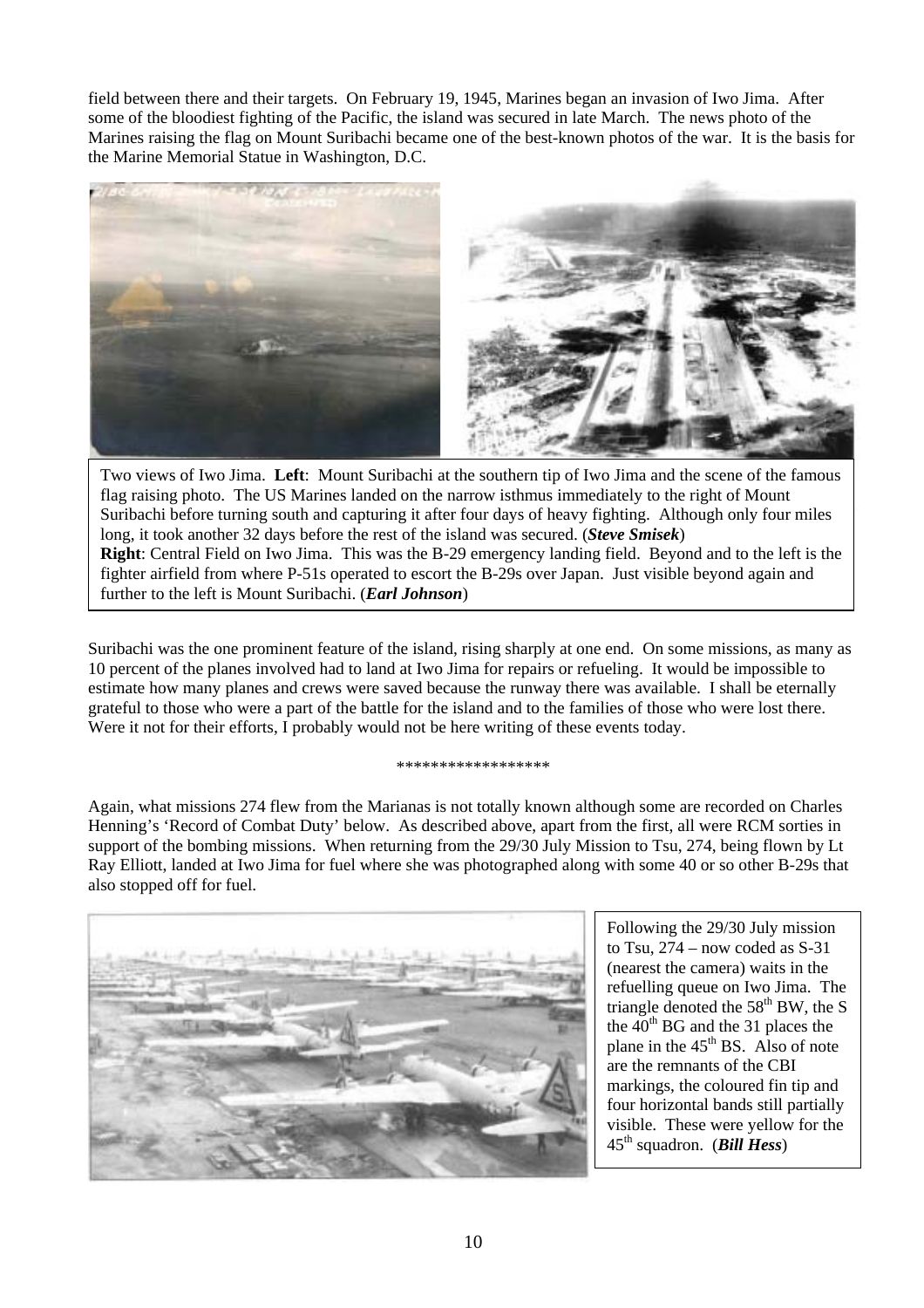field between there and their targets. On February 19, 1945, Marines began an invasion of Iwo Jima. After some of the bloodiest fighting of the Pacific, the island was secured in late March. The news photo of the Marines raising the flag on Mount Suribachi became one of the best-known photos of the war. It is the basis for the Marine Memorial Statue in Washington, D.C.

Two views of Iwo Jima. **Left**: Mount Suribachi at the southern tip of Iwo Jima and the scene of the famous flag raising photo. The US Marines landed on the narrow isthmus immediately to the right of Mount Suribachi before turning south and capturing it after four days of heavy fighting. Although only four miles long, it took another 32 days before the rest of the island was secured. (***Steve Smisek***)
**Right**: Central Field on Iwo Jima. This was the B-29 emergency landing field. Beyond and to the left is the fighter airfield from where P-51s operated to escort the B-29s over Japan. Just visible beyond again and further to the left is Mount Suribachi. (***Earl Johnson***)

Suribachi was the one prominent feature of the island, rising sharply at one end. On some missions, as many as 10 percent of the planes involved had to land at Iwo Jima for repairs or refueling. It would be impossible to estimate how many planes and crews were saved because the runway there was available. I shall be eternally grateful to those who were a part of the battle for the island and to the families of those who were lost there. Were it not for their efforts, I probably would not be here writing of these events today.

******************

Again, what missions 274 flew from the Marianas is not totally known although some are recorded on Charles Henning's 'Record of Combat Duty' below. As described above, apart from the first, all were RCM sorties in support of the bombing missions. When returning from the 29/30 July Mission to Tsu, 274, being flown by Lt Ray Elliott, landed at Iwo Jima for fuel where she was photographed along with some 40 or so other B-29s that also stopped off for fuel.

Following the 29/30 July mission to Tsu, 274 – now coded as S-31 (nearest the camera) waits in the refuelling queue on Iwo Jima. The triangle denoted the 58th BW, the S the 40th BG and the 31 places the plane in the 45th BS. Also of note are the remnants of the CBI markings, the coloured fin tip and four horizontal bands still partially visible. These were yellow for the 45th squadron. (***Bill Hess***)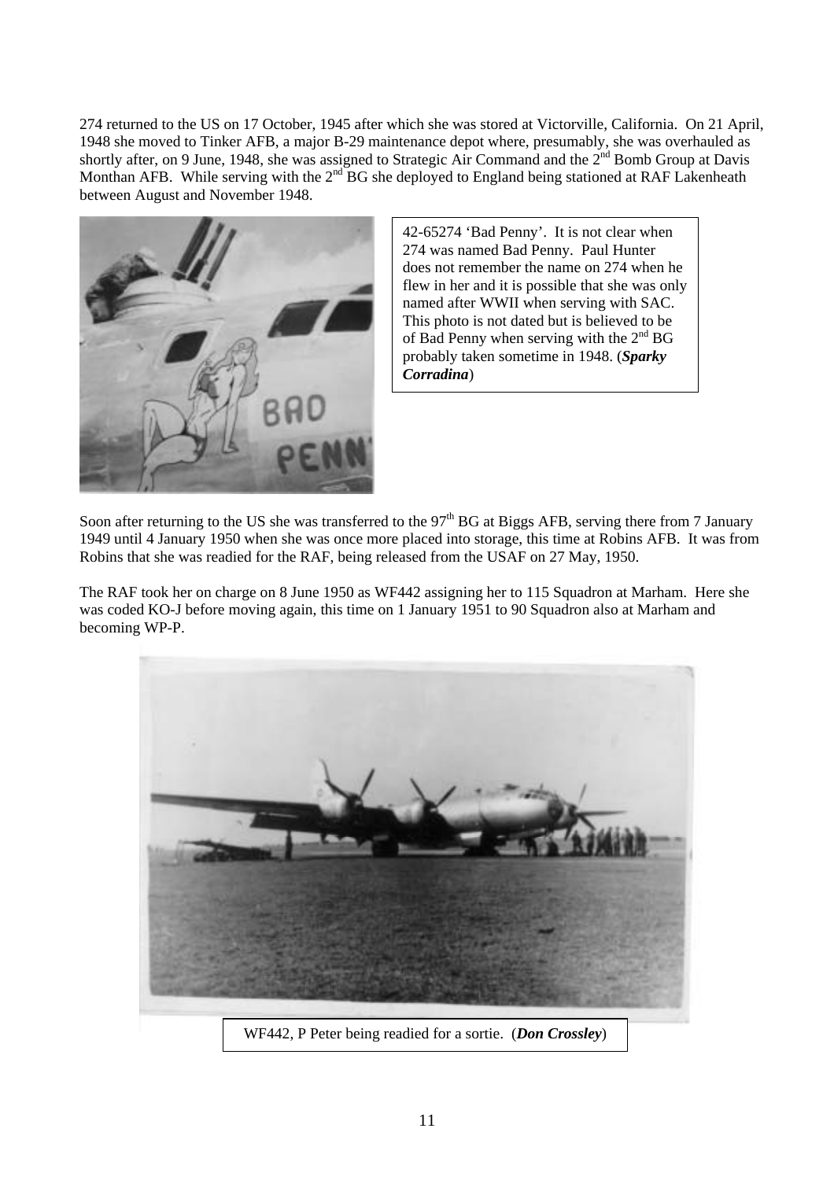274 returned to the US on 17 October, 1945 after which she was stored at Victorville, California. On 21 April, 1948 she moved to Tinker AFB, a major B-29 maintenance depot where, presumably, she was overhauled as shortly after, on 9 June, 1948, she was assigned to Strategic Air Command and the 2nd Bomb Group at Davis Monthan AFB. While serving with the 2nd BG she deployed to England being stationed at RAF Lakenheath between August and November 1948.

42-65274 'Bad Penny'. It is not clear when 274 was named Bad Penny. Paul Hunter does not remember the name on 274 when he flew in her and it is possible that she was only named after WWII when serving with SAC. This photo is not dated but is believed to be of Bad Penny when serving with the 2nd BG probably taken sometime in 1948. (***Sparky Corradina***)

Soon after returning to the US she was transferred to the 97th BG at Biggs AFB, serving there from 7 January 1949 until 4 January 1950 when she was once more placed into storage, this time at Robins AFB. It was from Robins that she was readied for the RAF, being released from the USAF on 27 May, 1950.

The RAF took her on charge on 8 June 1950 as WF442 assigning her to 115 Squadron at Marham. Here she was coded KO-J before moving again, this time on 1 January 1951 to 90 Squadron also at Marham and becoming WP-P.

WF442, P Peter being readied for a sortie. (***Don Crossley***)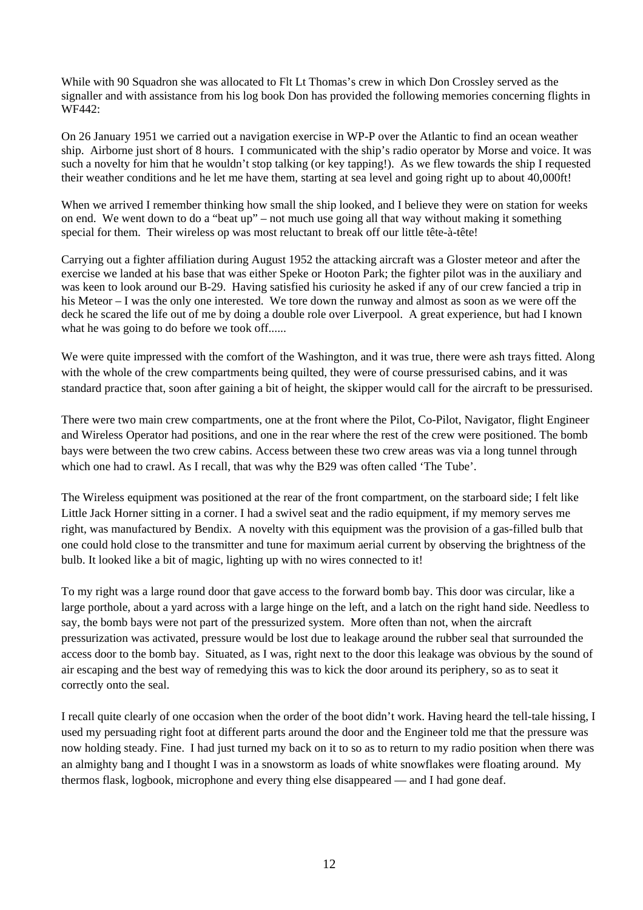While with 90 Squadron she was allocated to Flt Lt Thomas's crew in which Don Crossley served as the signaller and with assistance from his log book Don has provided the following memories concerning flights in WF442:

On 26 January 1951 we carried out a navigation exercise in WP-P over the Atlantic to find an ocean weather ship. Airborne just short of 8 hours. I communicated with the ship's radio operator by Morse and voice. It was such a novelty for him that he wouldn't stop talking (or key tapping!). As we flew towards the ship I requested their weather conditions and he let me have them, starting at sea level and going right up to about 40,000ft!

When we arrived I remember thinking how small the ship looked, and I believe they were on station for weeks on end. We went down to do a "beat up" – not much use going all that way without making it something special for them. Their wireless op was most reluctant to break off our little tête-à-tête!

Carrying out a fighter affiliation during August 1952 the attacking aircraft was a Gloster meteor and after the exercise we landed at his base that was either Speke or Hooton Park; the fighter pilot was in the auxiliary and was keen to look around our B-29. Having satisfied his curiosity he asked if any of our crew fancied a trip in his Meteor – I was the only one interested. We tore down the runway and almost as soon as we were off the deck he scared the life out of me by doing a double role over Liverpool. A great experience, but had I known what he was going to do before we took off......

We were quite impressed with the comfort of the Washington, and it was true, there were ash trays fitted. Along with the whole of the crew compartments being quilted, they were of course pressurised cabins, and it was standard practice that, soon after gaining a bit of height, the skipper would call for the aircraft to be pressurised.

There were two main crew compartments, one at the front where the Pilot, Co-Pilot, Navigator, flight Engineer and Wireless Operator had positions, and one in the rear where the rest of the crew were positioned. The bomb bays were between the two crew cabins. Access between these two crew areas was via a long tunnel through which one had to crawl. As I recall, that was why the B29 was often called 'The Tube'.

The Wireless equipment was positioned at the rear of the front compartment, on the starboard side; I felt like Little Jack Horner sitting in a corner. I had a swivel seat and the radio equipment, if my memory serves me right, was manufactured by Bendix. A novelty with this equipment was the provision of a gas-filled bulb that one could hold close to the transmitter and tune for maximum aerial current by observing the brightness of the bulb. It looked like a bit of magic, lighting up with no wires connected to it!

To my right was a large round door that gave access to the forward bomb bay. This door was circular, like a large porthole, about a yard across with a large hinge on the left, and a latch on the right hand side. Needless to say, the bomb bays were not part of the pressurized system. More often than not, when the aircraft pressurization was activated, pressure would be lost due to leakage around the rubber seal that surrounded the access door to the bomb bay. Situated, as I was, right next to the door this leakage was obvious by the sound of air escaping and the best way of remedying this was to kick the door around its periphery, so as to seat it correctly onto the seal.

I recall quite clearly of one occasion when the order of the boot didn't work. Having heard the tell-tale hissing, I used my persuading right foot at different parts around the door and the Engineer told me that the pressure was now holding steady. Fine. I had just turned my back on it to so as to return to my radio position when there was an almighty bang and I thought I was in a snowstorm as loads of white snowflakes were floating around. My thermos flask, logbook, microphone and every thing else disappeared — and I had gone deaf.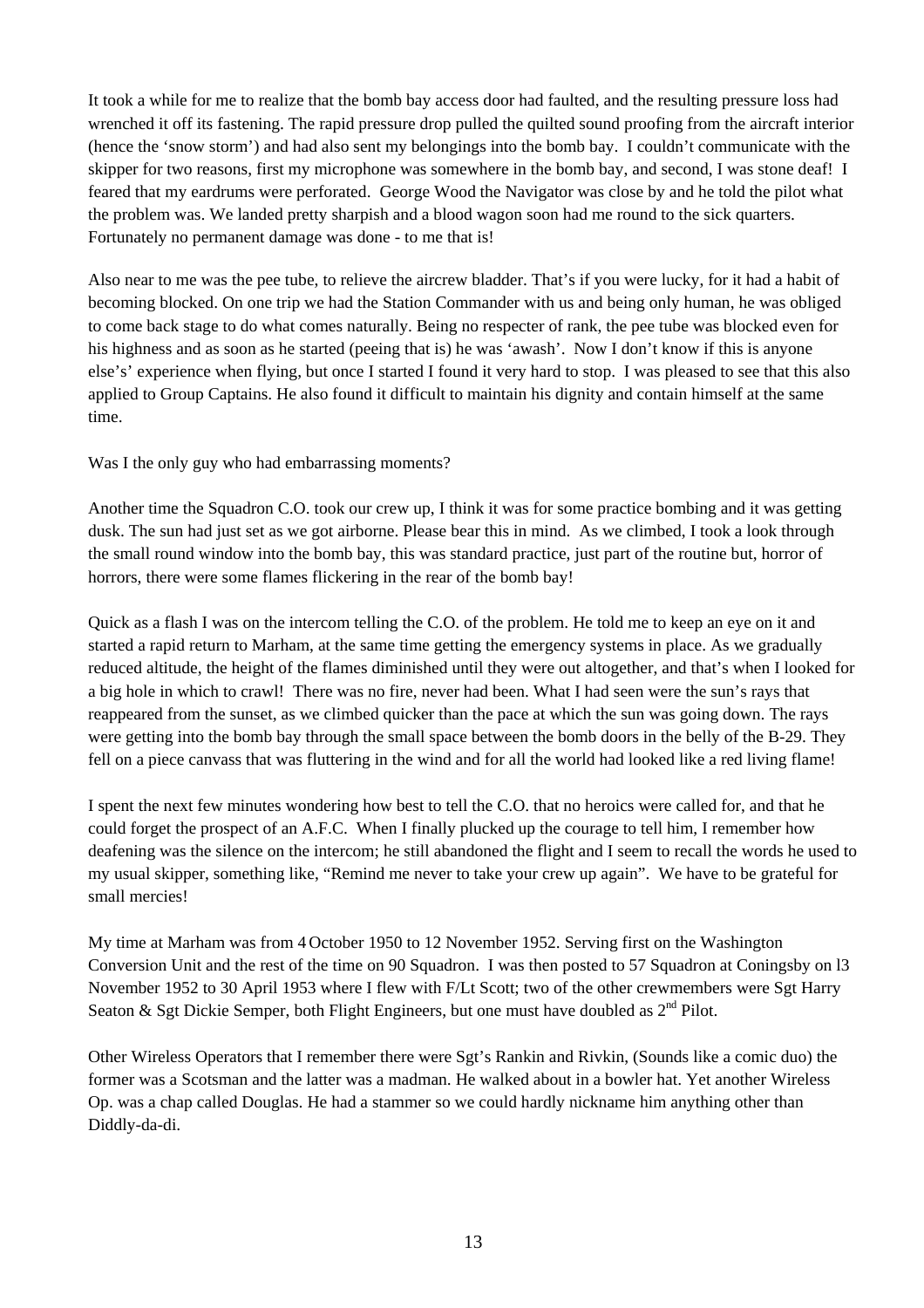It took a while for me to realize that the bomb bay access door had faulted, and the resulting pressure loss had wrenched it off its fastening. The rapid pressure drop pulled the quilted sound proofing from the aircraft interior (hence the 'snow storm') and had also sent my belongings into the bomb bay. I couldn't communicate with the skipper for two reasons, first my microphone was somewhere in the bomb bay, and second, I was stone deaf! I feared that my eardrums were perforated. George Wood the Navigator was close by and he told the pilot what the problem was. We landed pretty sharpish and a blood wagon soon had me round to the sick quarters. Fortunately no permanent damage was done - to me that is!

Also near to me was the pee tube, to relieve the aircrew bladder. That's if you were lucky, for it had a habit of becoming blocked. On one trip we had the Station Commander with us and being only human, he was obliged to come back stage to do what comes naturally. Being no respecter of rank, the pee tube was blocked even for his highness and as soon as he started (peeing that is) he was 'awash'. Now I don't know if this is anyone else's' experience when flying, but once I started I found it very hard to stop. I was pleased to see that this also applied to Group Captains. He also found it difficult to maintain his dignity and contain himself at the same time.

Was I the only guy who had embarrassing moments?

Another time the Squadron C.O. took our crew up, I think it was for some practice bombing and it was getting dusk. The sun had just set as we got airborne. Please bear this in mind. As we climbed, I took a look through the small round window into the bomb bay, this was standard practice, just part of the routine but, horror of horrors, there were some flames flickering in the rear of the bomb bay!

Quick as a flash I was on the intercom telling the C.O. of the problem. He told me to keep an eye on it and started a rapid return to Marham, at the same time getting the emergency systems in place. As we gradually reduced altitude, the height of the flames diminished until they were out altogether, and that's when I looked for a big hole in which to crawl! There was no fire, never had been. What I had seen were the sun's rays that reappeared from the sunset, as we climbed quicker than the pace at which the sun was going down. The rays were getting into the bomb bay through the small space between the bomb doors in the belly of the B-29. They fell on a piece canvass that was fluttering in the wind and for all the world had looked like a red living flame!

I spent the next few minutes wondering how best to tell the C.O. that no heroics were called for, and that he could forget the prospect of an A.F.C. When I finally plucked up the courage to tell him, I remember how deafening was the silence on the intercom; he still abandoned the flight and I seem to recall the words he used to my usual skipper, something like, "Remind me never to take your crew up again". We have to be grateful for small mercies!

My time at Marham was from 4 October 1950 to 12 November 1952. Serving first on the Washington Conversion Unit and the rest of the time on 90 Squadron. I was then posted to 57 Squadron at Coningsby on l3 November 1952 to 30 April 1953 where I flew with F/Lt Scott; two of the other crewmembers were Sgt Harry Seaton & Sgt Dickie Semper, both Flight Engineers, but one must have doubled as 2nd Pilot.

Other Wireless Operators that I remember there were Sgt's Rankin and Rivkin, (Sounds like a comic duo) the former was a Scotsman and the latter was a madman. He walked about in a bowler hat. Yet another Wireless Op. was a chap called Douglas. He had a stammer so we could hardly nickname him anything other than Diddly-da-di.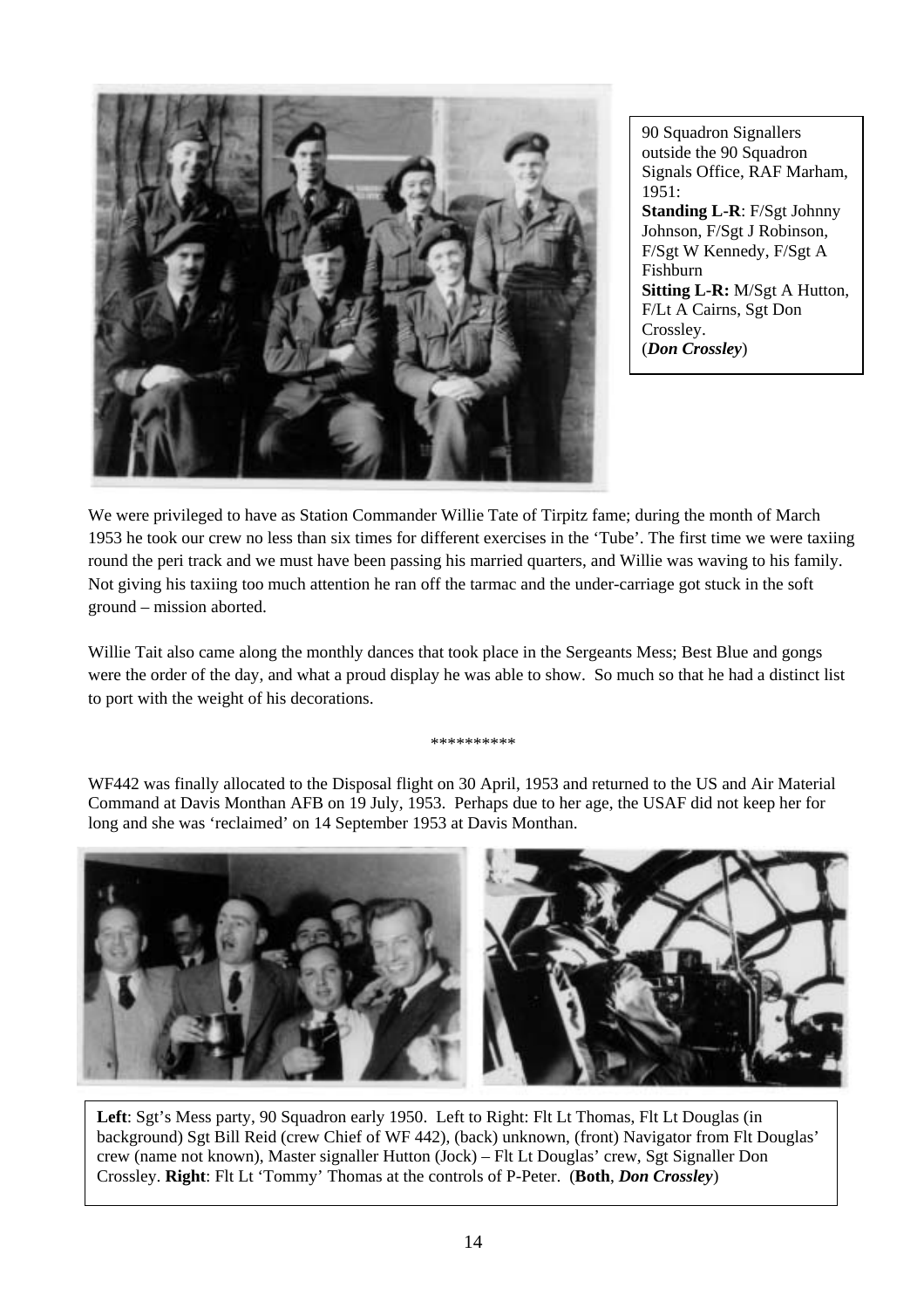90 Squadron Signallers outside the 90 Squadron Signals Office, RAF Marham, 1951:
**Standing L-R**: F/Sgt Johnny Johnson, F/Sgt J Robinson, F/Sgt W Kennedy, F/Sgt A Fishburn
**Sitting L-R:** M/Sgt A Hutton, F/Lt A Cairns, Sgt Don Crossley.
(***Don Crossley***)

We were privileged to have as Station Commander Willie Tate of Tirpitz fame; during the month of March 1953 he took our crew no less than six times for different exercises in the 'Tube'. The first time we were taxiing round the peri track and we must have been passing his married quarters, and Willie was waving to his family. Not giving his taxiing too much attention he ran off the tarmac and the under-carriage got stuck in the soft ground – mission aborted.

Willie Tait also came along the monthly dances that took place in the Sergeants Mess; Best Blue and gongs were the order of the day, and what a proud display he was able to show. So much so that he had a distinct list to port with the weight of his decorations.

**********

WF442 was finally allocated to the Disposal flight on 30 April, 1953 and returned to the US and Air Material Command at Davis Monthan AFB on 19 July, 1953. Perhaps due to her age, the USAF did not keep her for long and she was 'reclaimed' on 14 September 1953 at Davis Monthan.

**Left**: Sgt's Mess party, 90 Squadron early 1950. Left to Right: Flt Lt Thomas, Flt Lt Douglas (in background) Sgt Bill Reid (crew Chief of WF 442), (back) unknown, (front) Navigator from Flt Douglas' crew (name not known), Master signaller Hutton (Jock) – Flt Lt Douglas' crew, Sgt Signaller Don Crossley. **Right**: Flt Lt 'Tommy' Thomas at the controls of P-Peter. (**Both**, ***Don Crossley***)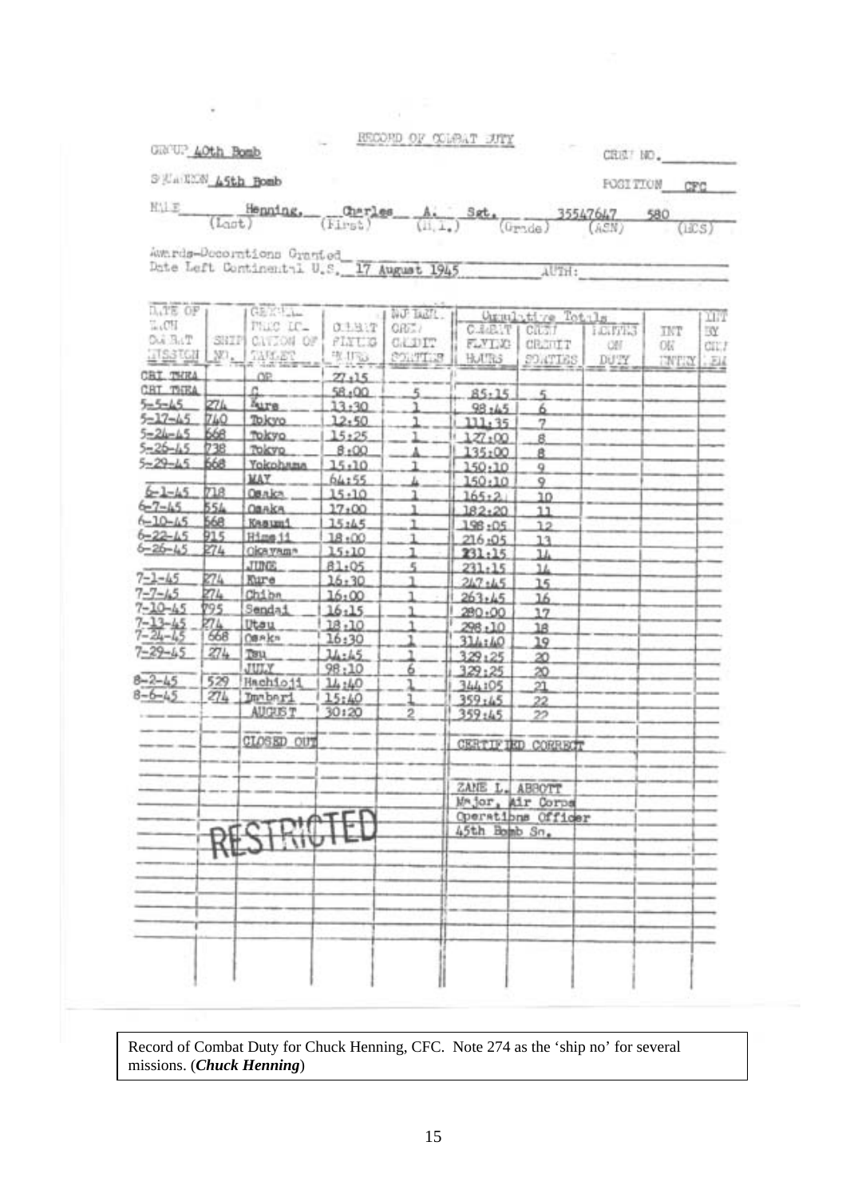RECORD OF COMBAT DUTY

GROUP 40th Bomb

SQUADRON 45th Bomb

CREW NO. ________

POSITION CFC

NAME Henning, Charles A. Sgt. 35547647 580
(Last) (First) (M.I.) (Grade) (ASN) (MOS)

Awards-Decorations Granted ________

Date Left Continental U.S. 17 August 1945 AUTH: ________

| DATE OF EACH COMBAT MISSION | SHIP NO. | GENERAL LOCATION OF TARGET | COMBAT FLYING HOURS | NO. EACH. CREDIT SORTIES | Cumulative Totals COMBAT FLYING HOURS | Cumulative Totals CREDIT SORTIES | MONTHS ON DUTY | INT ON ENTRY | ENT BY CIV |
|---|---|---|---|---|---|---|---|---|---|
| CBI THEA | | OP | 27:15 | | | | | | |
| CBI THEA | | C | 58:00 | 5 | 85:15 | 5 | | | |
| 5-5-45 | 274 | Kure | 13:30 | 1 | 98:45 | 6 | | | |
| 5-17-45 | 740 | Tokyo | 12:50 | 1 | 111:35 | 7 | | | |
| 5-24-45 | 668 | Tokyo | 15:25 | 1 | 127:00 | 8 | | | |
| 5-26-45 | 738 | Tokyo | 8:00 | A | 135:00 | 8 | | | |
| 5-29-45 | 668 | Yokohama | 15:10 | 1 | 150:10 | 9 | | | |
| | | MAY | 64:55 | 4 | 150:10 | 9 | | | |
| 6-1-45 | 718 | Osaka | 15:10 | 1 | 165:2 | 10 | | | |
| 6-7-45 | 554 | Osaka | 17:00 | 1 | 182:20 | 11 | | | |
| 6-10-45 | 668 | Kasumi | 15:45 | 1 | 198:05 | 12 | | | |
| 6-22-45 | 815 | Hime 11 | 18:00 | 1 | 216:05 | 13 | | | |
| 6-26-45 | 274 | Okayama | 15:10 | 1 | 231:15 | 14 | | | |
| | | JUNE | 81:05 | 5 | 231:15 | 14 | | | |
| 7-1-45 | 274 | Kure | 16:30 | 1 | 247:45 | 15 | | | |
| 7-7-45 | 274 | Chiba | 16:00 | 1 | 263:45 | 16 | | | |
| 7-10-45 | 795 | Sendai | 16:15 | 1 | 280:00 | 17 | | | |
| 7-13-45 | 274 | Utsu | 18:10 | 1 | 298:10 | 18 | | | |
| 7-24-45 | 668 | Osaka | 16:30 | 1 | 314:40 | 19 | | | |
| 7-29-45 | 274 | Tsu | 14:45 | 1 | 329:25 | 20 | | | |
| | | JULY | 98:10 | 6 | 329:25 | 20 | | | |
| 8-2-45 | 529 | Hachioji | 14:40 | 1 | 344:05 | 21 | | | |
| 8-6-45 | 274 | Imabari | 15:40 | 1 | 359:45 | 22 | | | |
| | | AUGUST | 30:20 | 2 | 359:45 | 22 | | | |
| | | CLOSED OUT | | | CERTIFIED CORRECT | | | | |

ZANE L. ABBOTT
Major, Air Corps
Operations Officer
45th Bomb Sq.

RESTRICTED

Record of Combat Duty for Chuck Henning, CFC. Note 274 as the 'ship no' for several missions. (***Chuck Henning***)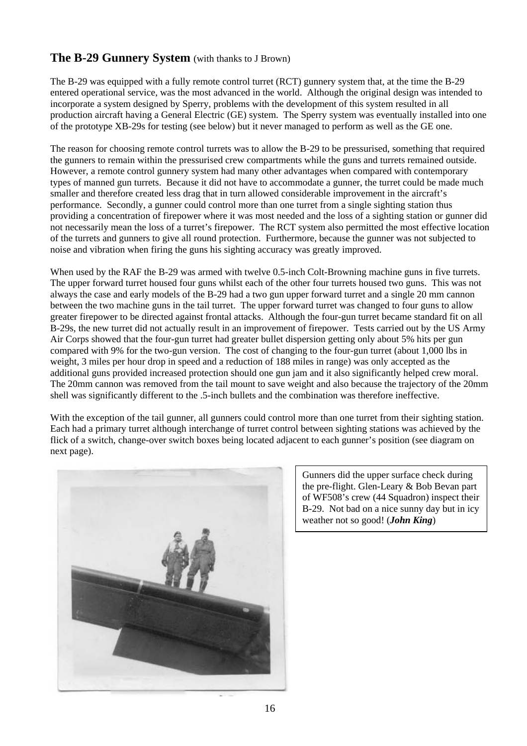## The B-29 Gunnery System (with thanks to J Brown)

The B-29 was equipped with a fully remote control turret (RCT) gunnery system that, at the time the B-29 entered operational service, was the most advanced in the world. Although the original design was intended to incorporate a system designed by Sperry, problems with the development of this system resulted in all production aircraft having a General Electric (GE) system. The Sperry system was eventually installed into one of the prototype XB-29s for testing (see below) but it never managed to perform as well as the GE one.

The reason for choosing remote control turrets was to allow the B-29 to be pressurised, something that required the gunners to remain within the pressurised crew compartments while the guns and turrets remained outside. However, a remote control gunnery system had many other advantages when compared with contemporary types of manned gun turrets. Because it did not have to accommodate a gunner, the turret could be made much smaller and therefore created less drag that in turn allowed considerable improvement in the aircraft's performance. Secondly, a gunner could control more than one turret from a single sighting station thus providing a concentration of firepower where it was most needed and the loss of a sighting station or gunner did not necessarily mean the loss of a turret's firepower. The RCT system also permitted the most effective location of the turrets and gunners to give all round protection. Furthermore, because the gunner was not subjected to noise and vibration when firing the guns his sighting accuracy was greatly improved.

When used by the RAF the B-29 was armed with twelve 0.5-inch Colt-Browning machine guns in five turrets. The upper forward turret housed four guns whilst each of the other four turrets housed two guns. This was not always the case and early models of the B-29 had a two gun upper forward turret and a single 20 mm cannon between the two machine guns in the tail turret. The upper forward turret was changed to four guns to allow greater firepower to be directed against frontal attacks. Although the four-gun turret became standard fit on all B-29s, the new turret did not actually result in an improvement of firepower. Tests carried out by the US Army Air Corps showed that the four-gun turret had greater bullet dispersion getting only about 5% hits per gun compared with 9% for the two-gun version. The cost of changing to the four-gun turret (about 1,000 lbs in weight, 3 miles per hour drop in speed and a reduction of 188 miles in range) was only accepted as the additional guns provided increased protection should one gun jam and it also significantly helped crew moral. The 20mm cannon was removed from the tail mount to save weight and also because the trajectory of the 20mm shell was significantly different to the .5-inch bullets and the combination was therefore ineffective.

With the exception of the tail gunner, all gunners could control more than one turret from their sighting station. Each had a primary turret although interchange of turret control between sighting stations was achieved by the flick of a switch, change-over switch boxes being located adjacent to each gunner's position (see diagram on next page).

Gunners did the upper surface check during the pre-flight. Glen-Leary & Bob Bevan part of WF508's crew (44 Squadron) inspect their B-29. Not bad on a nice sunny day but in icy weather not so good! (***John King***)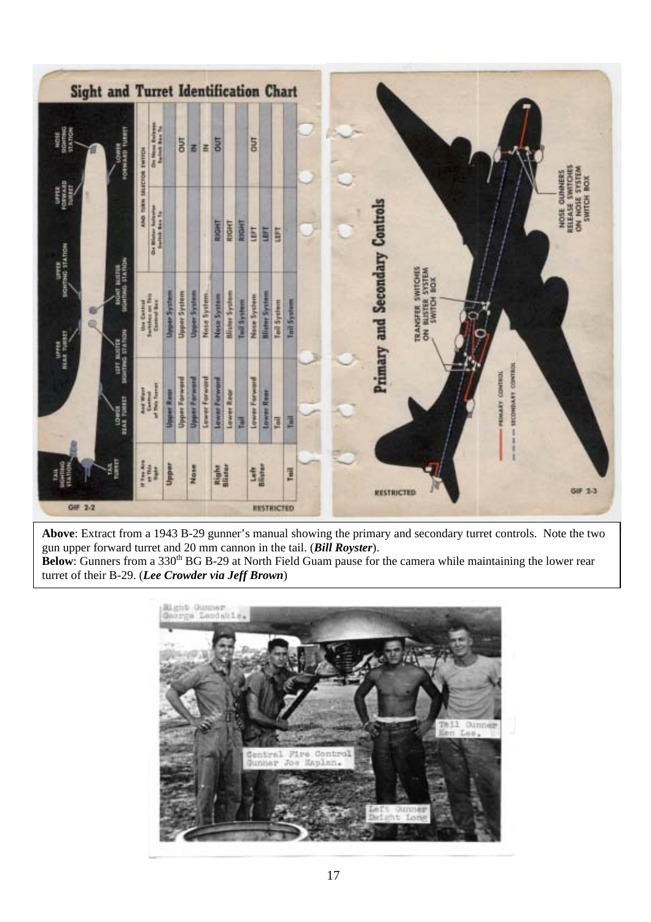**Above**: Extract from a 1943 B-29 gunner's manual showing the primary and secondary turret controls. Note the two gun upper forward turret and 20 mm cannon in the tail. (***Bill Royster***).
**Below**: Gunners from a 330th BG B-29 at North Field Guam pause for the camera while maintaining the lower rear turret of their B-29. (***Lee Crowder via Jeff Brown***)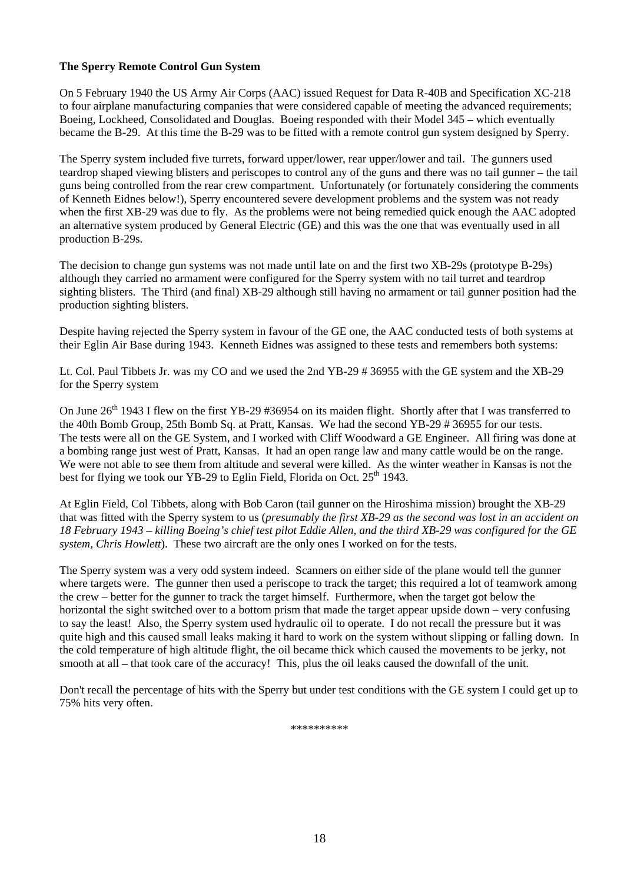**The Sperry Remote Control Gun System**

On 5 February 1940 the US Army Air Corps (AAC) issued Request for Data R-40B and Specification XC-218 to four airplane manufacturing companies that were considered capable of meeting the advanced requirements; Boeing, Lockheed, Consolidated and Douglas. Boeing responded with their Model 345 – which eventually became the B-29. At this time the B-29 was to be fitted with a remote control gun system designed by Sperry.

The Sperry system included five turrets, forward upper/lower, rear upper/lower and tail. The gunners used teardrop shaped viewing blisters and periscopes to control any of the guns and there was no tail gunner – the tail guns being controlled from the rear crew compartment. Unfortunately (or fortunately considering the comments of Kenneth Eidnes below!), Sperry encountered severe development problems and the system was not ready when the first XB-29 was due to fly. As the problems were not being remedied quick enough the AAC adopted an alternative system produced by General Electric (GE) and this was the one that was eventually used in all production B-29s.

The decision to change gun systems was not made until late on and the first two XB-29s (prototype B-29s) although they carried no armament were configured for the Sperry system with no tail turret and teardrop sighting blisters. The Third (and final) XB-29 although still having no armament or tail gunner position had the production sighting blisters.

Despite having rejected the Sperry system in favour of the GE one, the AAC conducted tests of both systems at their Eglin Air Base during 1943. Kenneth Eidnes was assigned to these tests and remembers both systems:

Lt. Col. Paul Tibbets Jr. was my CO and we used the 2nd YB-29 # 36955 with the GE system and the XB-29 for the Sperry system

On June 26th 1943 I flew on the first YB-29 #36954 on its maiden flight. Shortly after that I was transferred to the 40th Bomb Group, 25th Bomb Sq. at Pratt, Kansas. We had the second YB-29 # 36955 for our tests. The tests were all on the GE System, and I worked with Cliff Woodward a GE Engineer. All firing was done at a bombing range just west of Pratt, Kansas. It had an open range law and many cattle would be on the range. We were not able to see them from altitude and several were killed. As the winter weather in Kansas is not the best for flying we took our YB-29 to Eglin Field, Florida on Oct. 25th 1943.

At Eglin Field, Col Tibbets, along with Bob Caron (tail gunner on the Hiroshima mission) brought the XB-29 that was fitted with the Sperry system to us (*presumably the first XB-29 as the second was lost in an accident on 18 February 1943 – killing Boeing's chief test pilot Eddie Allen, and the third XB-29 was configured for the GE system, Chris Howlett*). These two aircraft are the only ones I worked on for the tests.

The Sperry system was a very odd system indeed. Scanners on either side of the plane would tell the gunner where targets were. The gunner then used a periscope to track the target; this required a lot of teamwork among the crew – better for the gunner to track the target himself. Furthermore, when the target got below the horizontal the sight switched over to a bottom prism that made the target appear upside down – very confusing to say the least! Also, the Sperry system used hydraulic oil to operate. I do not recall the pressure but it was quite high and this caused small leaks making it hard to work on the system without slipping or falling down. In the cold temperature of high altitude flight, the oil became thick which caused the movements to be jerky, not smooth at all – that took care of the accuracy! This, plus the oil leaks caused the downfall of the unit.

Don't recall the percentage of hits with the Sperry but under test conditions with the GE system I could get up to 75% hits very often.

**********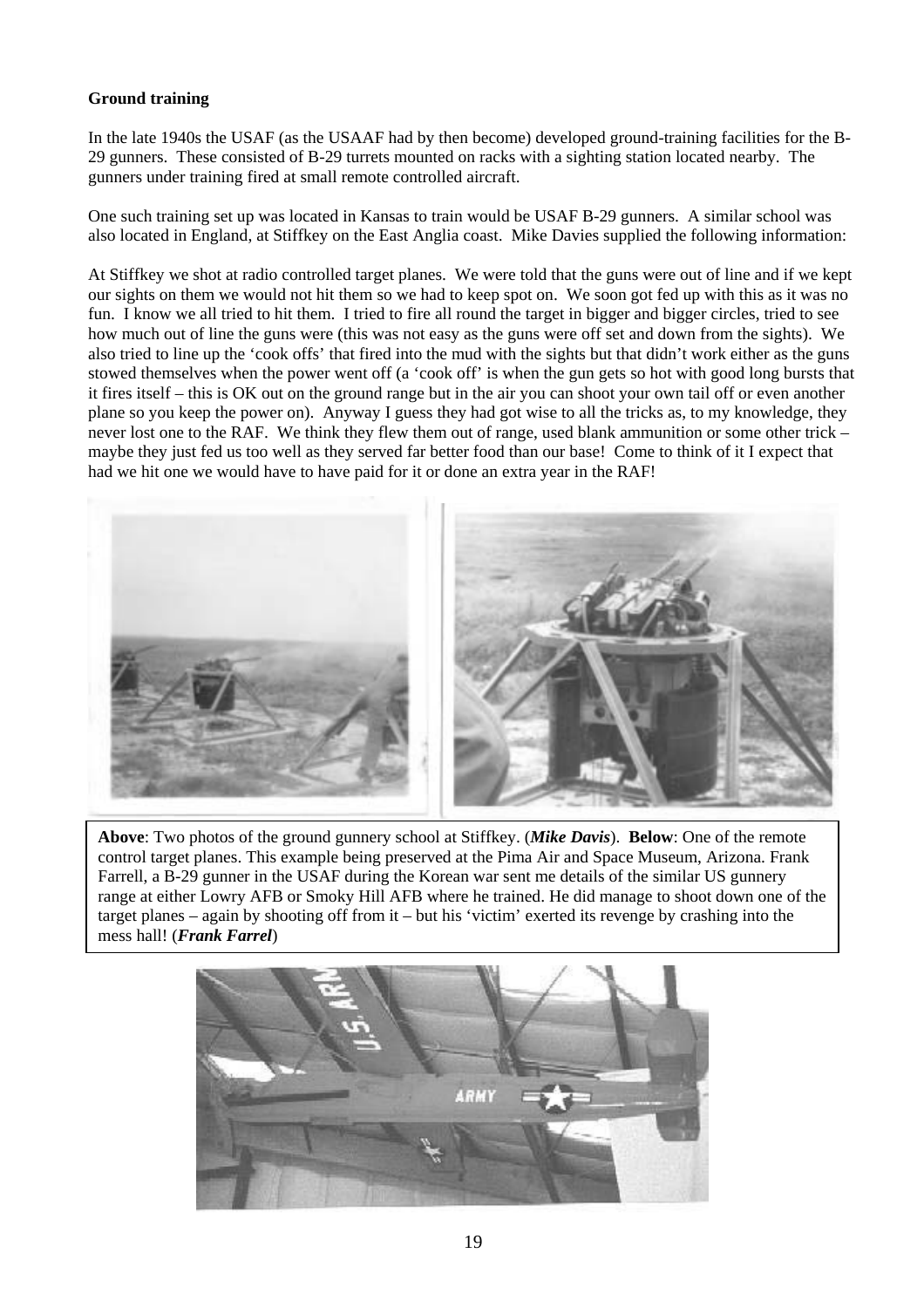**Ground training**

In the late 1940s the USAF (as the USAAF had by then become) developed ground-training facilities for the B-29 gunners. These consisted of B-29 turrets mounted on racks with a sighting station located nearby. The gunners under training fired at small remote controlled aircraft.

One such training set up was located in Kansas to train would be USAF B-29 gunners. A similar school was also located in England, at Stiffkey on the East Anglia coast. Mike Davies supplied the following information:

At Stiffkey we shot at radio controlled target planes. We were told that the guns were out of line and if we kept our sights on them we would not hit them so we had to keep spot on. We soon got fed up with this as it was no fun. I know we all tried to hit them. I tried to fire all round the target in bigger and bigger circles, tried to see how much out of line the guns were (this was not easy as the guns were off set and down from the sights). We also tried to line up the 'cook offs' that fired into the mud with the sights but that didn't work either as the guns stowed themselves when the power went off (a 'cook off' is when the gun gets so hot with good long bursts that it fires itself – this is OK out on the ground range but in the air you can shoot your own tail off or even another plane so you keep the power on). Anyway I guess they had got wise to all the tricks as, to my knowledge, they never lost one to the RAF. We think they flew them out of range, used blank ammunition or some other trick – maybe they just fed us too well as they served far better food than our base! Come to think of it I expect that had we hit one we would have to have paid for it or done an extra year in the RAF!

**Above**: Two photos of the ground gunnery school at Stiffkey. (***Mike Davis***). **Below**: One of the remote control target planes. This example being preserved at the Pima Air and Space Museum, Arizona. Frank Farrell, a B-29 gunner in the USAF during the Korean war sent me details of the similar US gunnery range at either Lowry AFB or Smoky Hill AFB where he trained. He did manage to shoot down one of the target planes – again by shooting off from it – but his 'victim' exerted its revenge by crashing into the mess hall! (***Frank Farrel***)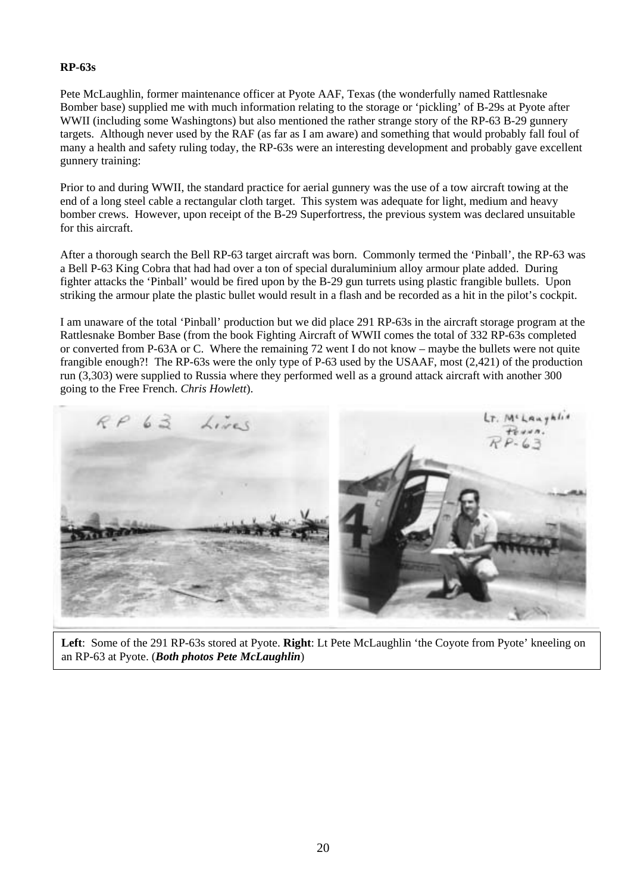**RP-63s**

Pete McLaughlin, former maintenance officer at Pyote AAF, Texas (the wonderfully named Rattlesnake Bomber base) supplied me with much information relating to the storage or 'pickling' of B-29s at Pyote after WWII (including some Washingtons) but also mentioned the rather strange story of the RP-63 B-29 gunnery targets. Although never used by the RAF (as far as I am aware) and something that would probably fall foul of many a health and safety ruling today, the RP-63s were an interesting development and probably gave excellent gunnery training:

Prior to and during WWII, the standard practice for aerial gunnery was the use of a tow aircraft towing at the end of a long steel cable a rectangular cloth target. This system was adequate for light, medium and heavy bomber crews. However, upon receipt of the B-29 Superfortress, the previous system was declared unsuitable for this aircraft.

After a thorough search the Bell RP-63 target aircraft was born. Commonly termed the 'Pinball', the RP-63 was a Bell P-63 King Cobra that had had over a ton of special duraluminium alloy armour plate added. During fighter attacks the 'Pinball' would be fired upon by the B-29 gun turrets using plastic frangible bullets. Upon striking the armour plate the plastic bullet would result in a flash and be recorded as a hit in the pilot's cockpit.

I am unaware of the total 'Pinball' production but we did place 291 RP-63s in the aircraft storage program at the Rattlesnake Bomber Base (from the book Fighting Aircraft of WWII comes the total of 332 RP-63s completed or converted from P-63A or C. Where the remaining 72 went I do not know – maybe the bullets were not quite frangible enough?! The RP-63s were the only type of P-63 used by the USAAF, most (2,421) of the production run (3,303) were supplied to Russia where they performed well as a ground attack aircraft with another 300 going to the Free French. *Chris Howlett*).

**Left**: Some of the 291 RP-63s stored at Pyote. **Right**: Lt Pete McLaughlin 'the Coyote from Pyote' kneeling on an RP-63 at Pyote. (***Both photos Pete McLaughlin***)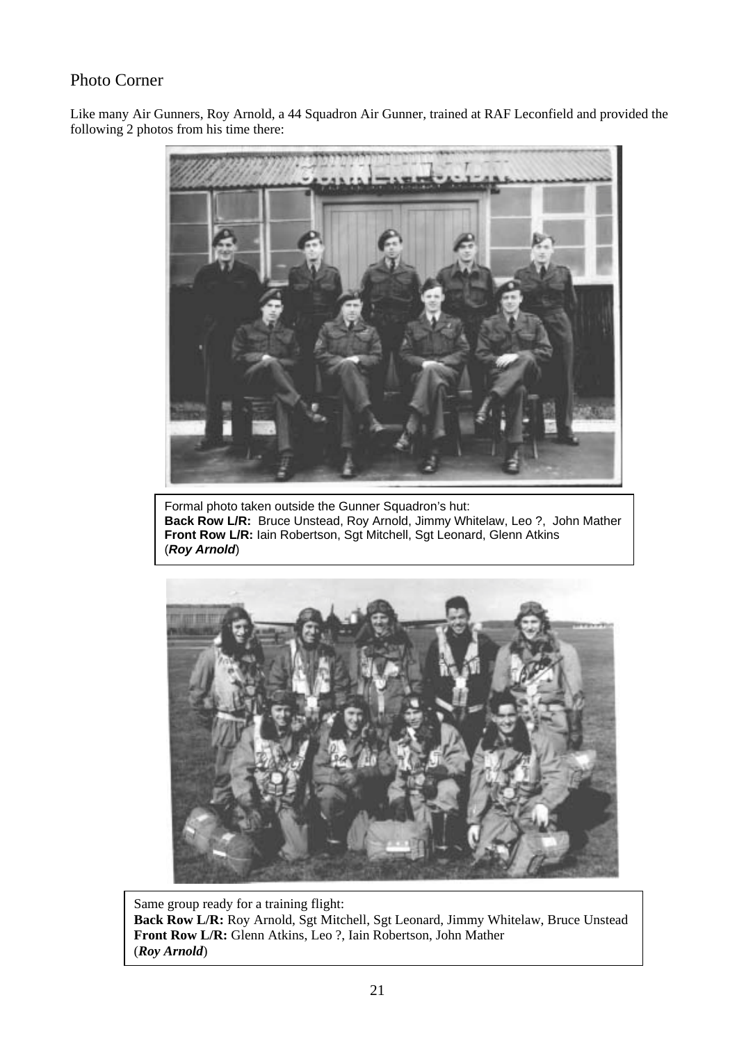## Photo Corner

Like many Air Gunners, Roy Arnold, a 44 Squadron Air Gunner, trained at RAF Leconfield and provided the following 2 photos from his time there:

Formal photo taken outside the Gunner Squadron's hut:
**Back Row L/R:** Bruce Unstead, Roy Arnold, Jimmy Whitelaw, Leo ?, John Mather
**Front Row L/R:** Iain Robertson, Sgt Mitchell, Sgt Leonard, Glenn Atkins
(***Roy Arnold***)

Same group ready for a training flight:
**Back Row L/R:** Roy Arnold, Sgt Mitchell, Sgt Leonard, Jimmy Whitelaw, Bruce Unstead
**Front Row L/R:** Glenn Atkins, Leo ?, Iain Robertson, John Mather
(***Roy Arnold***)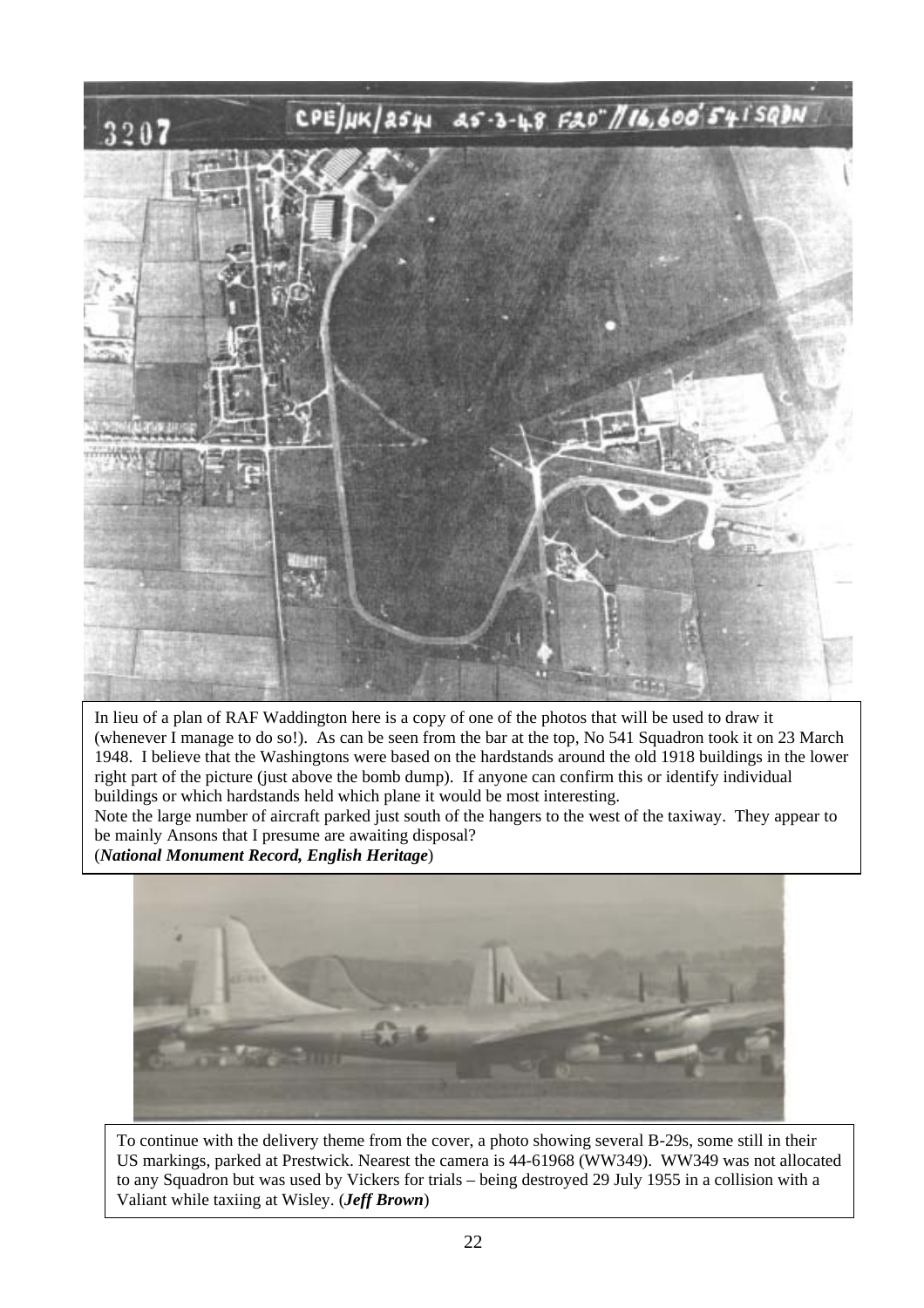In lieu of a plan of RAF Waddington here is a copy of one of the photos that will be used to draw it (whenever I manage to do so!). As can be seen from the bar at the top, No 541 Squadron took it on 23 March 1948. I believe that the Washingtons were based on the hardstands around the old 1918 buildings in the lower right part of the picture (just above the bomb dump). If anyone can confirm this or identify individual buildings or which hardstands held which plane it would be most interesting.
Note the large number of aircraft parked just south of the hangers to the west of the taxiway. They appear to be mainly Ansons that I presume are awaiting disposal?
(***National Monument Record, English Heritage***)

To continue with the delivery theme from the cover, a photo showing several B-29s, some still in their US markings, parked at Prestwick. Nearest the camera is 44-61968 (WW349). WW349 was not allocated to any Squadron but was used by Vickers for trials – being destroyed 29 July 1955 in a collision with a Valiant while taxiing at Wisley. (***Jeff Brown***)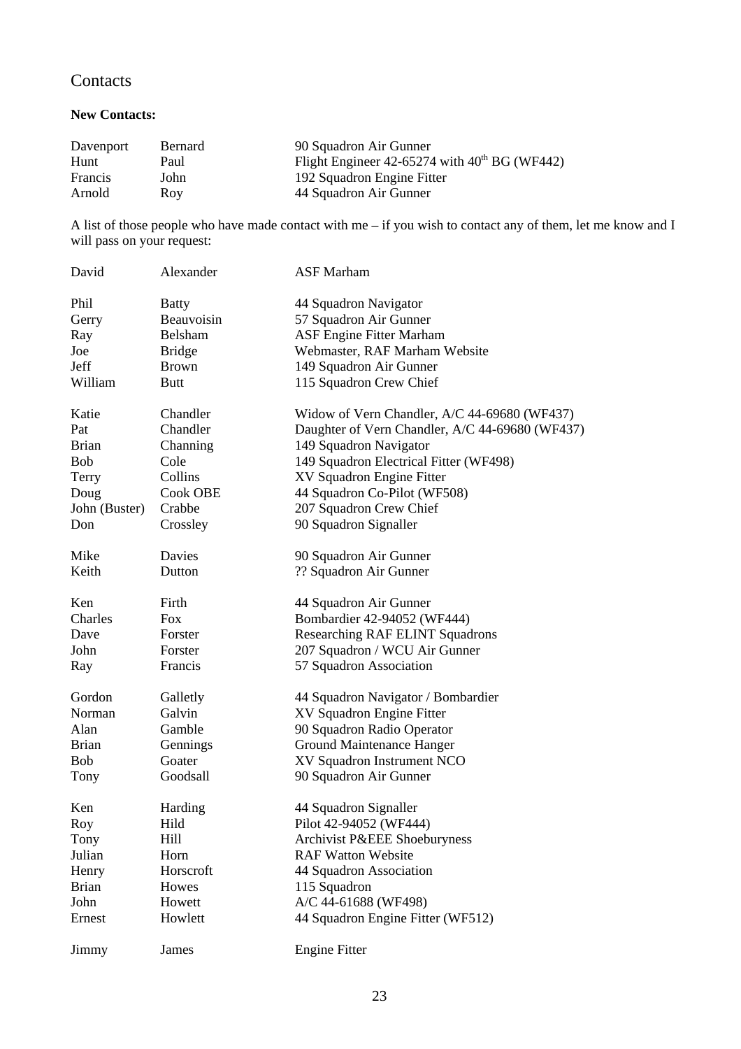## Contacts

**New Contacts:**

| | | |
|---|---|---|
| Davenport | Bernard | 90 Squadron Air Gunner |
| Hunt | Paul | Flight Engineer 42-65274 with 40th BG (WF442) |
| Francis | John | 192 Squadron Engine Fitter |
| Arnold | Roy | 44 Squadron Air Gunner |

A list of those people who have made contact with me – if you wish to contact any of them, let me know and I will pass on your request:

| | | |
|---|---|---|
| David | Alexander | ASF Marham |
| | | |
| Phil | Batty | 44 Squadron Navigator |
| Gerry | Beauvoisin | 57 Squadron Air Gunner |
| Ray | Belsham | ASF Engine Fitter Marham |
| Joe | Bridge | Webmaster, RAF Marham Website |
| Jeff | Brown | 149 Squadron Air Gunner |
| William | Butt | 115 Squadron Crew Chief |
| | | |
| Katie | Chandler | Widow of Vern Chandler, A/C 44-69680 (WF437) |
| Pat | Chandler | Daughter of Vern Chandler, A/C 44-69680 (WF437) |
| Brian | Channing | 149 Squadron Navigator |
| Bob | Cole | 149 Squadron Electrical Fitter (WF498) |
| Terry | Collins | XV Squadron Engine Fitter |
| Doug | Cook OBE | 44 Squadron Co-Pilot (WF508) |
| John (Buster) | Crabbe | 207 Squadron Crew Chief |
| Don | Crossley | 90 Squadron Signaller |
| | | |
| Mike | Davies | 90 Squadron Air Gunner |
| Keith | Dutton | ?? Squadron Air Gunner |
| | | |
| Ken | Firth | 44 Squadron Air Gunner |
| Charles | Fox | Bombardier 42-94052 (WF444) |
| Dave | Forster | Researching RAF ELINT Squadrons |
| John | Forster | 207 Squadron / WCU Air Gunner |
| Ray | Francis | 57 Squadron Association |
| | | |
| Gordon | Galletly | 44 Squadron Navigator / Bombardier |
| Norman | Galvin | XV Squadron Engine Fitter |
| Alan | Gamble | 90 Squadron Radio Operator |
| Brian | Gennings | Ground Maintenance Hanger |
| Bob | Goater | XV Squadron Instrument NCO |
| Tony | Goodsall | 90 Squadron Air Gunner |
| | | |
| Ken | Harding | 44 Squadron Signaller |
| Roy | Hild | Pilot 42-94052 (WF444) |
| Tony | Hill | Archivist P&EEE Shoeburyness |
| Julian | Horn | RAF Watton Website |
| Henry | Horscroft | 44 Squadron Association |
| Brian | Howes | 115 Squadron |
| John | Howett | A/C 44-61688 (WF498) |
| Ernest | Howlett | 44 Squadron Engine Fitter (WF512) |
| | | |
| Jimmy | James | Engine Fitter |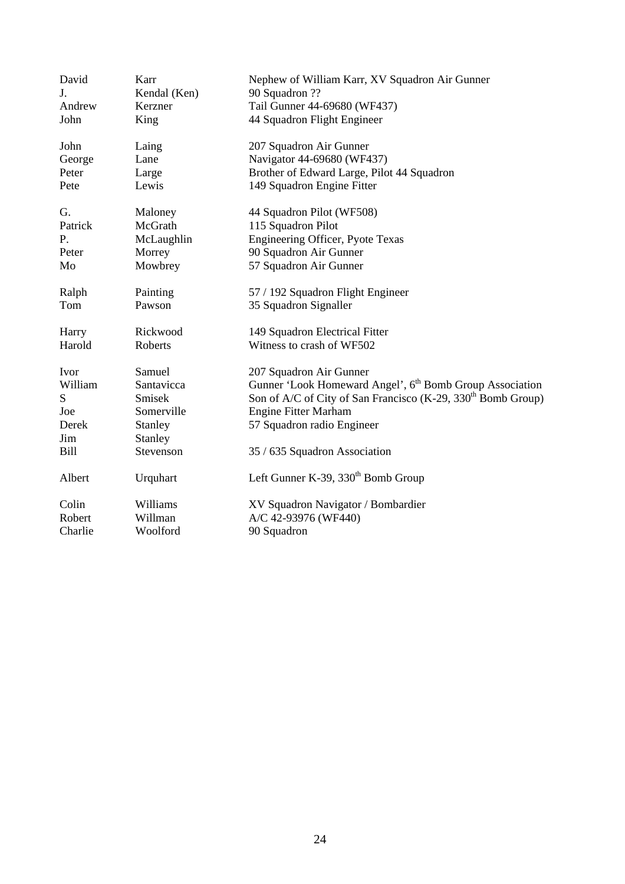| | | |
|---|---|---|
| David | Karr | Nephew of William Karr, XV Squadron Air Gunner |
| J. | Kendal (Ken) | 90 Squadron ?? |
| Andrew | Kerzner | Tail Gunner 44-69680 (WF437) |
| John | King | 44 Squadron Flight Engineer |
| | | |
| John | Laing | 207 Squadron Air Gunner |
| George | Lane | Navigator 44-69680 (WF437) |
| Peter | Large | Brother of Edward Large, Pilot 44 Squadron |
| Pete | Lewis | 149 Squadron Engine Fitter |
| | | |
| G. | Maloney | 44 Squadron Pilot (WF508) |
| Patrick | McGrath | 115 Squadron Pilot |
| P. | McLaughlin | Engineering Officer, Pyote Texas |
| Peter | Morrey | 90 Squadron Air Gunner |
| Mo | Mowbrey | 57 Squadron Air Gunner |
| | | |
| Ralph | Painting | 57 / 192 Squadron Flight Engineer |
| Tom | Pawson | 35 Squadron Signaller |
| | | |
| Harry | Rickwood | 149 Squadron Electrical Fitter |
| Harold | Roberts | Witness to crash of WF502 |
| | | |
| Ivor | Samuel | 207 Squadron Air Gunner |
| William | Santavicca | Gunner 'Look Homeward Angel', 6th Bomb Group Association |
| S | Smisek | Son of A/C of City of San Francisco (K-29, 330th Bomb Group) |
| Joe | Somerville | Engine Fitter Marham |
| Derek | Stanley | 57 Squadron radio Engineer |
| Jim | Stanley | |
| Bill | Stevenson | 35 / 635 Squadron Association |
| | | |
| Albert | Urquhart | Left Gunner K-39, 330th Bomb Group |
| | | |
| Colin | Williams | XV Squadron Navigator / Bombardier |
| Robert | Willman | A/C 42-93976 (WF440) |
| Charlie | Woolford | 90 Squadron |